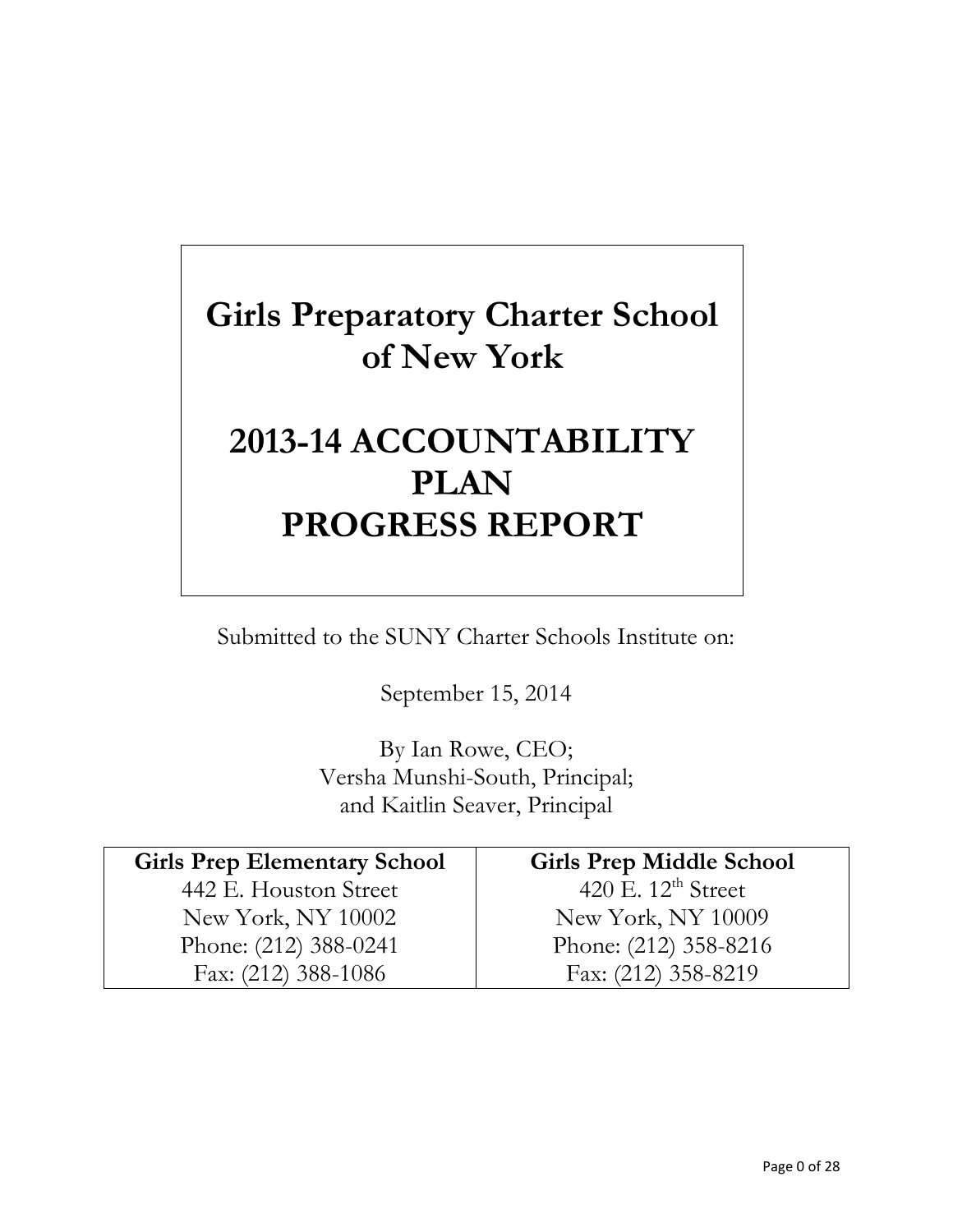# Girls Preparatory Charter School of New York

# 2013-14 ACCOUNTABILITY PLAN PROGRESS REPORT

Submitted to the SUNY Charter Schools Institute on:

September 15, 2014

By Ian Rowe, CEO;
Versha Munshi-South, Principal;
and Kaitlin Seaver, Principal

| Girls Prep Elementary School | Girls Prep Middle School |
|---|---|
| 442 E. Houston Street | 420 E. 12th Street |
| New York, NY 10002 | New York, NY 10009 |
| Phone: (212) 388-0241 | Phone: (212) 358-8216 |
| Fax: (212) 388-1086 | Fax: (212) 358-8219 |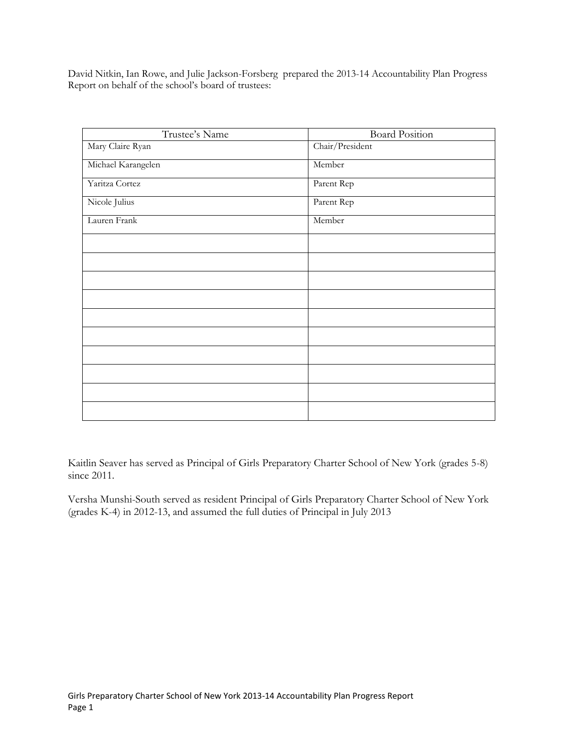David Nitkin, Ian Rowe, and Julie Jackson-Forsberg prepared the 2013-14 Accountability Plan Progress Report on behalf of the school's board of trustees:

| Trustee's Name | Board Position |
|---|---|
| Mary Claire Ryan | Chair/President |
| Michael Karangelen | Member |
| Yaritza Cortez | Parent Rep |
| Nicole Julius | Parent Rep |
| Lauren Frank | Member |
| | |
| | |
| | |
| | |
| | |
| | |
| | |
| | |
| | |
| | |

Kaitlin Seaver has served as Principal of Girls Preparatory Charter School of New York (grades 5-8) since 2011.

Versha Munshi-South served as resident Principal of Girls Preparatory Charter School of New York (grades K-4) in 2012-13, and assumed the full duties of Principal in July 2013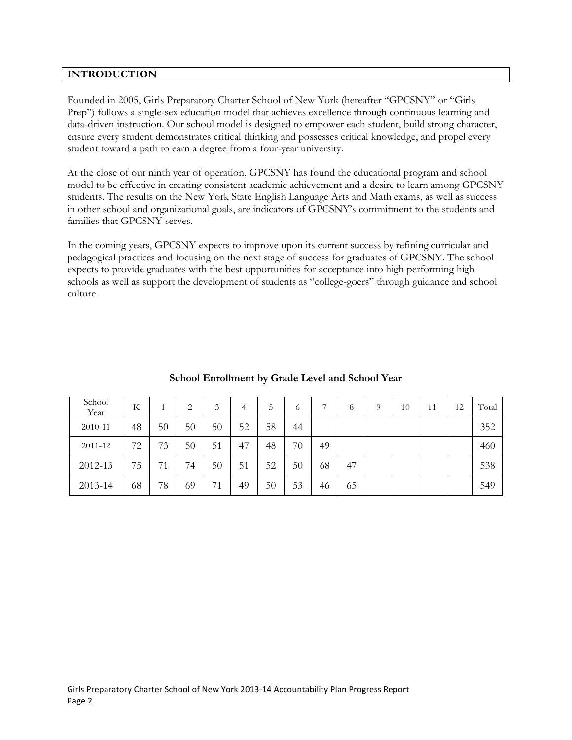## INTRODUCTION

Founded in 2005, Girls Preparatory Charter School of New York (hereafter "GPCSNY" or "Girls Prep") follows a single-sex education model that achieves excellence through continuous learning and data-driven instruction. Our school model is designed to empower each student, build strong character, ensure every student demonstrates critical thinking and possesses critical knowledge, and propel every student toward a path to earn a degree from a four-year university.

At the close of our ninth year of operation, GPCSNY has found the educational program and school model to be effective in creating consistent academic achievement and a desire to learn among GPCSNY students. The results on the New York State English Language Arts and Math exams, as well as success in other school and organizational goals, are indicators of GPCSNY's commitment to the students and families that GPCSNY serves.

In the coming years, GPCSNY expects to improve upon its current success by refining curricular and pedagogical practices and focusing on the next stage of success for graduates of GPCSNY. The school expects to provide graduates with the best opportunities for acceptance into high performing high schools as well as support the development of students as "college-goers" through guidance and school culture.

**School Enrollment by Grade Level and School Year**

| School Year | K | 1 | 2 | 3 | 4 | 5 | 6 | 7 | 8 | 9 | 10 | 11 | 12 | Total |
|---|---|---|---|---|---|---|---|---|---|---|---|---|---|---|
| 2010-11 | 48 | 50 | 50 | 50 | 52 | 58 | 44 | | | | | | | 352 |
| 2011-12 | 72 | 73 | 50 | 51 | 47 | 48 | 70 | 49 | | | | | | 460 |
| 2012-13 | 75 | 71 | 74 | 50 | 51 | 52 | 50 | 68 | 47 | | | | | 538 |
| 2013-14 | 68 | 78 | 69 | 71 | 49 | 50 | 53 | 46 | 65 | | | | | 549 |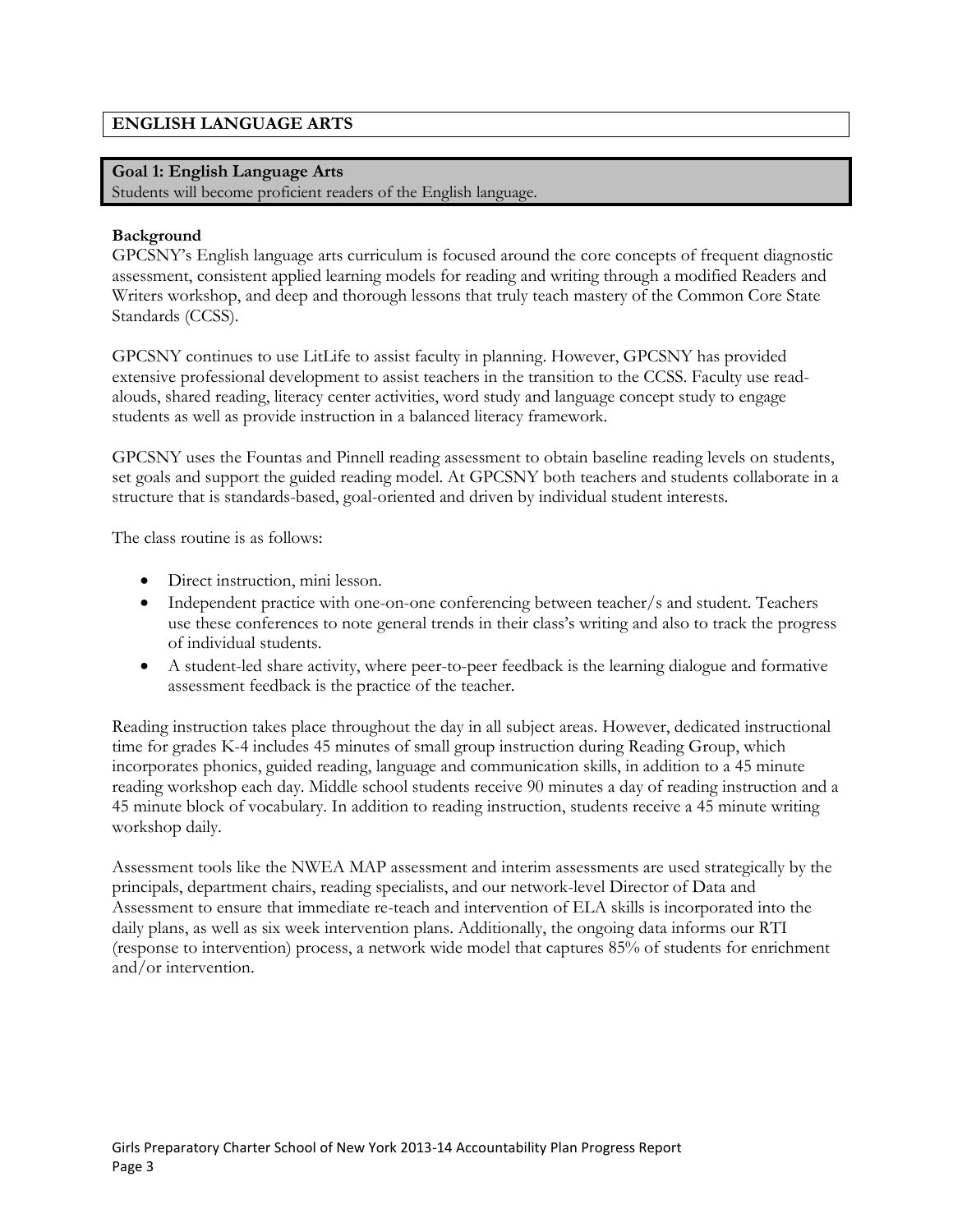## ENGLISH LANGUAGE ARTS

**Goal 1: English Language Arts**
Students will become proficient readers of the English language.

**Background**
GPCSNY's English language arts curriculum is focused around the core concepts of frequent diagnostic assessment, consistent applied learning models for reading and writing through a modified Readers and Writers workshop, and deep and thorough lessons that truly teach mastery of the Common Core State Standards (CCSS).

GPCSNY continues to use LitLife to assist faculty in planning. However, GPCSNY has provided extensive professional development to assist teachers in the transition to the CCSS. Faculty use read-alouds, shared reading, literacy center activities, word study and language concept study to engage students as well as provide instruction in a balanced literacy framework.

GPCSNY uses the Fountas and Pinnell reading assessment to obtain baseline reading levels on students, set goals and support the guided reading model. At GPCSNY both teachers and students collaborate in a structure that is standards-based, goal-oriented and driven by individual student interests.

The class routine is as follows:

- Direct instruction, mini lesson.
- Independent practice with one-on-one conferencing between teacher/s and student. Teachers use these conferences to note general trends in their class's writing and also to track the progress of individual students.
- A student-led share activity, where peer-to-peer feedback is the learning dialogue and formative assessment feedback is the practice of the teacher.

Reading instruction takes place throughout the day in all subject areas. However, dedicated instructional time for grades K-4 includes 45 minutes of small group instruction during Reading Group, which incorporates phonics, guided reading, language and communication skills, in addition to a 45 minute reading workshop each day. Middle school students receive 90 minutes a day of reading instruction and a 45 minute block of vocabulary. In addition to reading instruction, students receive a 45 minute writing workshop daily.

Assessment tools like the NWEA MAP assessment and interim assessments are used strategically by the principals, department chairs, reading specialists, and our network-level Director of Data and Assessment to ensure that immediate re-teach and intervention of ELA skills is incorporated into the daily plans, as well as six week intervention plans. Additionally, the ongoing data informs our RTI (response to intervention) process, a network wide model that captures 85% of students for enrichment and/or intervention.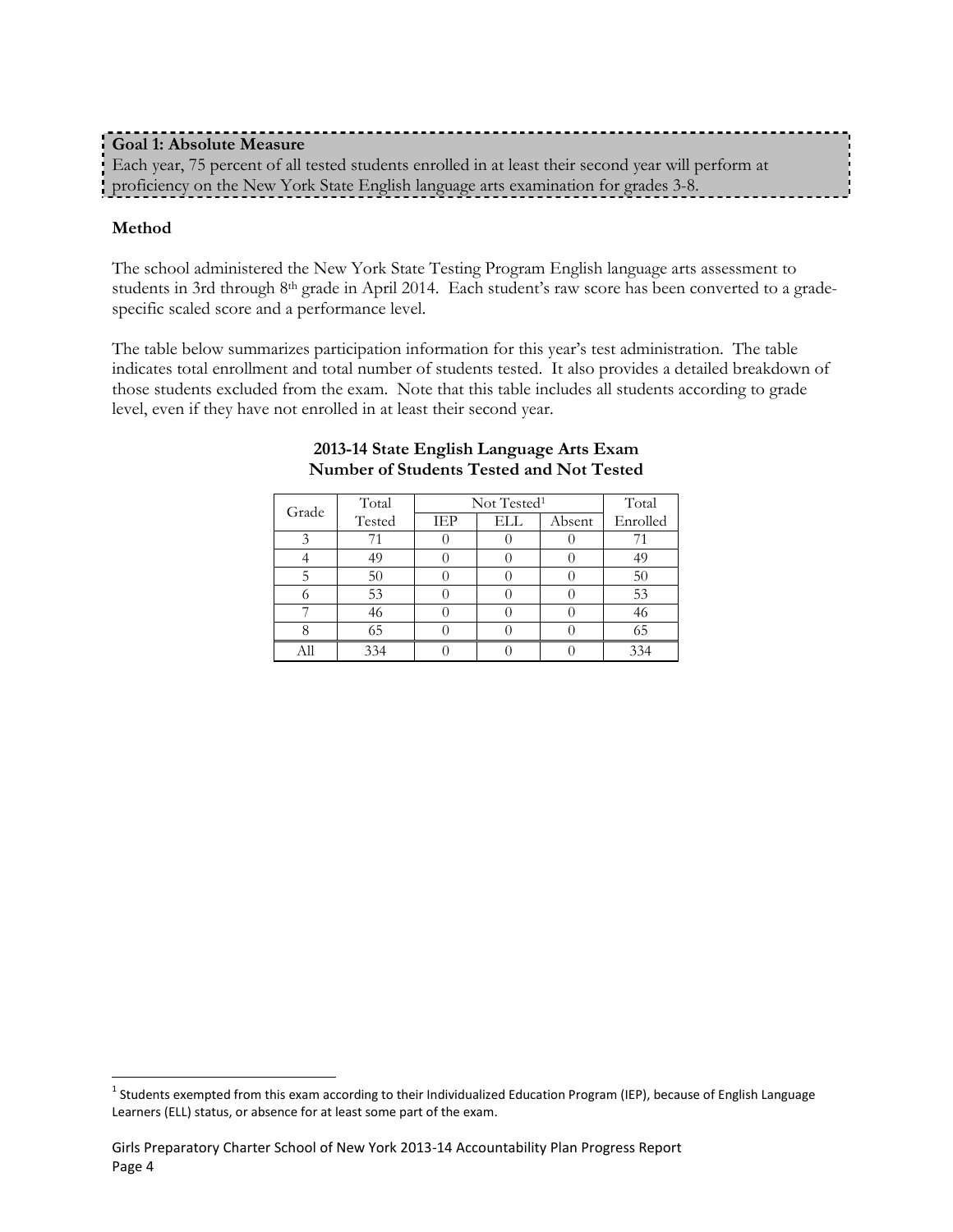**Goal 1: Absolute Measure**
Each year, 75 percent of all tested students enrolled in at least their second year will perform at proficiency on the New York State English language arts examination for grades 3-8.

**Method**

The school administered the New York State Testing Program English language arts assessment to students in 3rd through 8th grade in April 2014. Each student's raw score has been converted to a grade-specific scaled score and a performance level.

The table below summarizes participation information for this year's test administration. The table indicates total enrollment and total number of students tested. It also provides a detailed breakdown of those students excluded from the exam. Note that this table includes all students according to grade level, even if they have not enrolled in at least their second year.

**2013-14 State English Language Arts Exam**
**Number of Students Tested and Not Tested**

| Grade | Total Tested | Not Tested[1] | | | Total Enrolled |
|---|---|---|---|---|---|
| | | IEP | ELL | Absent | |
| 3 | 71 | 0 | 0 | 0 | 71 |
| 4 | 49 | 0 | 0 | 0 | 49 |
| 5 | 50 | 0 | 0 | 0 | 50 |
| 6 | 53 | 0 | 0 | 0 | 53 |
| 7 | 46 | 0 | 0 | 0 | 46 |
| 8 | 65 | 0 | 0 | 0 | 65 |
| All | 334 | 0 | 0 | 0 | 334 |

[1] Students exempted from this exam according to their Individualized Education Program (IEP), because of English Language Learners (ELL) status, or absence for at least some part of the exam.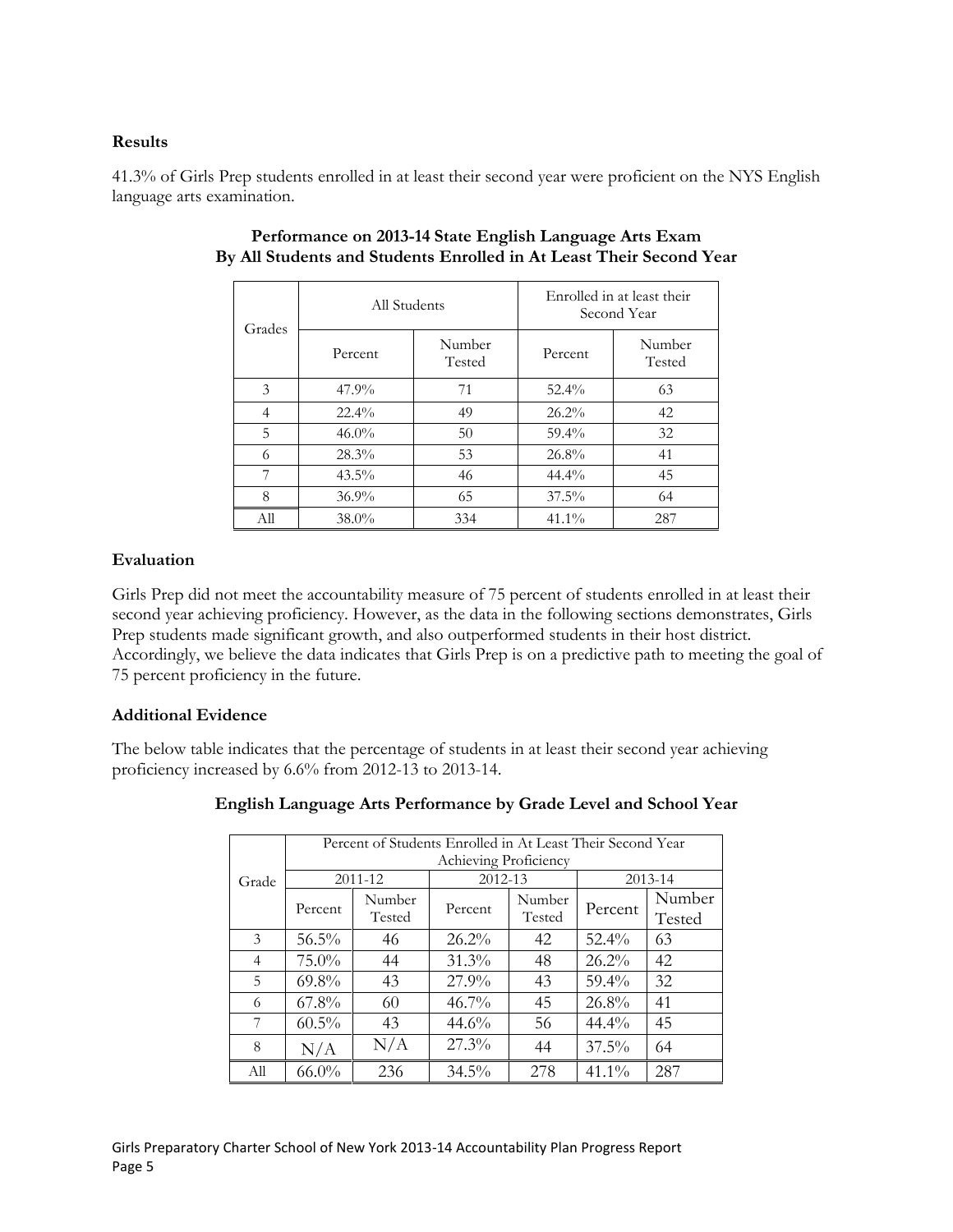### Results

41.3% of Girls Prep students enrolled in at least their second year were proficient on the NYS English language arts examination.

**Performance on 2013-14 State English Language Arts Exam By All Students and Students Enrolled in At Least Their Second Year**

| Grades | All Students | | Enrolled in at least their Second Year | |
|---|---|---|---|---|
| | Percent | Number Tested | Percent | Number Tested |
| 3 | 47.9% | 71 | 52.4% | 63 |
| 4 | 22.4% | 49 | 26.2% | 42 |
| 5 | 46.0% | 50 | 59.4% | 32 |
| 6 | 28.3% | 53 | 26.8% | 41 |
| 7 | 43.5% | 46 | 44.4% | 45 |
| 8 | 36.9% | 65 | 37.5% | 64 |
| All | 38.0% | 334 | 41.1% | 287 |

### Evaluation

Girls Prep did not meet the accountability measure of 75 percent of students enrolled in at least their second year achieving proficiency. However, as the data in the following sections demonstrates, Girls Prep students made significant growth, and also outperformed students in their host district. Accordingly, we believe the data indicates that Girls Prep is on a predictive path to meeting the goal of 75 percent proficiency in the future.

### Additional Evidence

The below table indicates that the percentage of students in at least their second year achieving proficiency increased by 6.6% from 2012-13 to 2013-14.

**English Language Arts Performance by Grade Level and School Year**

| Grade | Percent of Students Enrolled in At Least Their Second Year Achieving Proficiency | | | | | |
|---|---|---|---|---|---|---|
| | 2011-12 | | 2012-13 | | 2013-14 | |
| | Percent | Number Tested | Percent | Number Tested | Percent | Number Tested |
| 3 | 56.5% | 46 | 26.2% | 42 | 52.4% | 63 |
| 4 | 75.0% | 44 | 31.3% | 48 | 26.2% | 42 |
| 5 | 69.8% | 43 | 27.9% | 43 | 59.4% | 32 |
| 6 | 67.8% | 60 | 46.7% | 45 | 26.8% | 41 |
| 7 | 60.5% | 43 | 44.6% | 56 | 44.4% | 45 |
| 8 | N/A | N/A | 27.3% | 44 | 37.5% | 64 |
| All | 66.0% | 236 | 34.5% | 278 | 41.1% | 287 |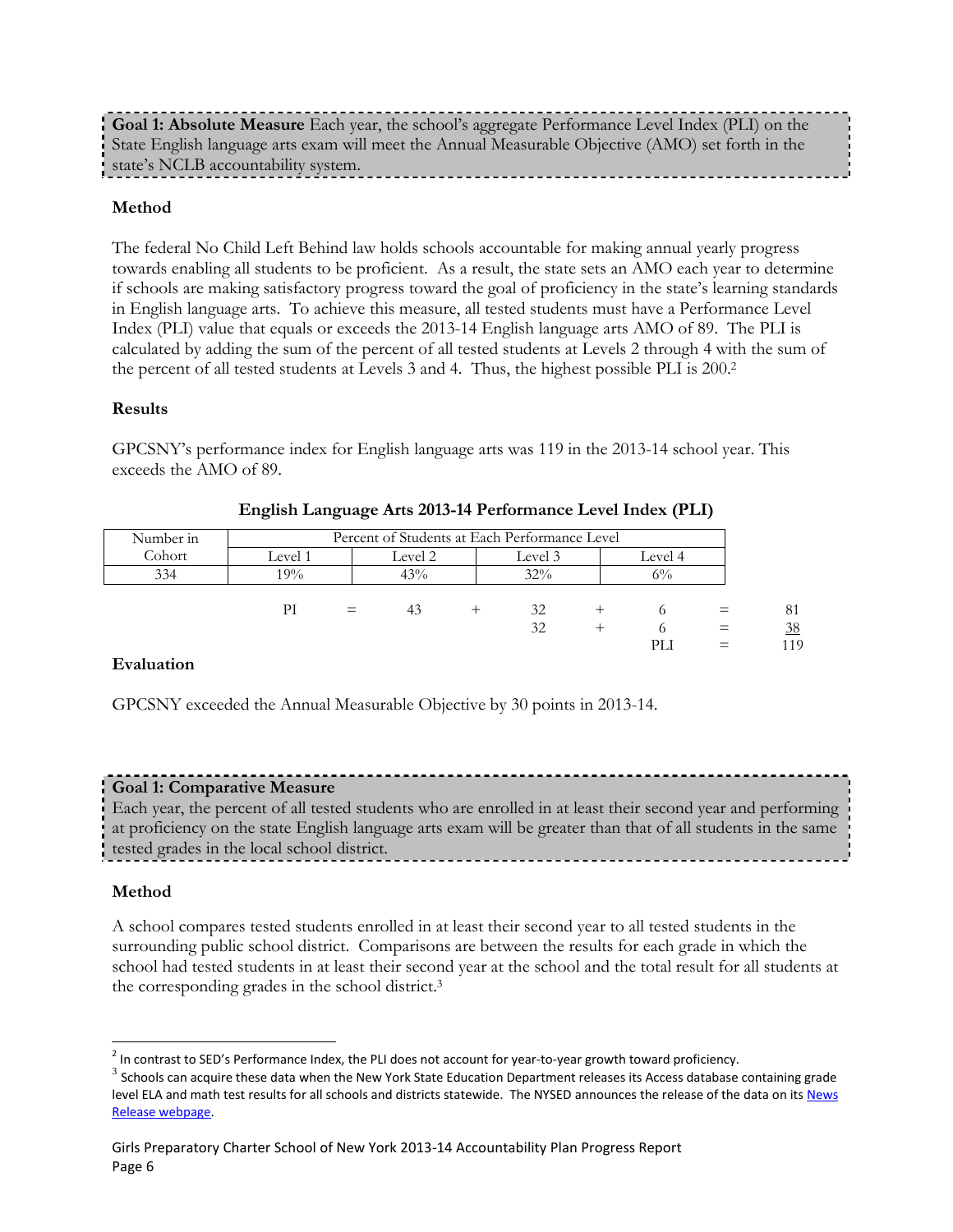**Goal 1: Absolute Measure** Each year, the school's aggregate Performance Level Index (PLI) on the State English language arts exam will meet the Annual Measurable Objective (AMO) set forth in the state's NCLB accountability system.

### Method

The federal No Child Left Behind law holds schools accountable for making annual yearly progress towards enabling all students to be proficient. As a result, the state sets an AMO each year to determine if schools are making satisfactory progress toward the goal of proficiency in the state's learning standards in English language arts. To achieve this measure, all tested students must have a Performance Level Index (PLI) value that equals or exceeds the 2013-14 English language arts AMO of 89. The PLI is calculated by adding the sum of the percent of all tested students at Levels 2 through 4 with the sum of the percent of all tested students at Levels 3 and 4. Thus, the highest possible PLI is 200.[2]

### Results

GPCSNY's performance index for English language arts was 119 in the 2013-14 school year. This exceeds the AMO of 89.

**English Language Arts 2013-14 Performance Level Index (PLI)**

| Number in Cohort | Percent of Students at Each Performance Level | | | |
|---|---|---|---|---|
| | Level 1 | Level 2 | Level 3 | Level 4 |
| 334 | 19% | 43% | 32% | 6% |

$$PI = 43 + 32 + 6 = 81$$
$$32 + 6 = 38$$
$$PLI = 119$$

### Evaluation

GPCSNY exceeded the Annual Measurable Objective by 30 points in 2013-14.

**Goal 1: Comparative Measure**
Each year, the percent of all tested students who are enrolled in at least their second year and performing at proficiency on the state English language arts exam will be greater than that of all students in the same tested grades in the local school district.

### Method

A school compares tested students enrolled in at least their second year to all tested students in the surrounding public school district. Comparisons are between the results for each grade in which the school had tested students in at least their second year at the school and the total result for all students at the corresponding grades in the school district.[3]

---

[2] In contrast to SED's Performance Index, the PLI does not account for year-to-year growth toward proficiency.

[3] Schools can acquire these data when the New York State Education Department releases its Access database containing grade level ELA and math test results for all schools and districts statewide. The NYSED announces the release of the data on its News Release webpage.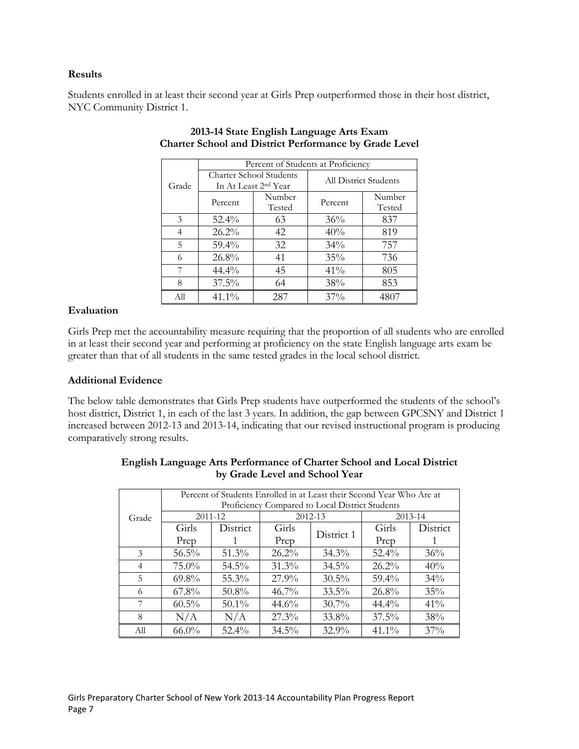**Results**

Students enrolled in at least their second year at Girls Prep outperformed those in their host district, NYC Community District 1.

**2013-14 State English Language Arts Exam**
**Charter School and District Performance by Grade Level**

| Grade | Percent of Students at Proficiency | | | |
|---|---|---|---|---|
| | Charter School Students In At Least 2nd Year | | All District Students | |
| | Percent | Number Tested | Percent | Number Tested |
| 3 | 52.4% | 63 | 36% | 837 |
| 4 | 26.2% | 42 | 40% | 819 |
| 5 | 59.4% | 32 | 34% | 757 |
| 6 | 26.8% | 41 | 35% | 736 |
| 7 | 44.4% | 45 | 41% | 805 |
| 8 | 37.5% | 64 | 38% | 853 |
| All | 41.1% | 287 | 37% | 4807 |

**Evaluation**

Girls Prep met the accountability measure requiring that the proportion of all students who are enrolled in at least their second year and performing at proficiency on the state English language arts exam be greater than that of all students in the same tested grades in the local school district.

**Additional Evidence**

The below table demonstrates that Girls Prep students have outperformed the students of the school's host district, District 1, in each of the last 3 years. In addition, the gap between GPCSNY and District 1 increased between 2012-13 and 2013-14, indicating that our revised instructional program is producing comparatively strong results.

**English Language Arts Performance of Charter School and Local District by Grade Level and School Year**

| Grade | Percent of Students Enrolled in at Least their Second Year Who Are at Proficiency Compared to Local District Students | | | | | |
|---|---|---|---|---|---|---|
| | 2011-12 | | 2012-13 | | 2013-14 | |
| | Girls Prep | District 1 | Girls Prep | District 1 | Girls Prep | District 1 |
| 3 | 56.5% | 51.3% | 26.2% | 34.3% | 52.4% | 36% |
| 4 | 75.0% | 54.5% | 31.3% | 34.5% | 26.2% | 40% |
| 5 | 69.8% | 55.3% | 27.9% | 30.5% | 59.4% | 34% |
| 6 | 67.8% | 50.8% | 46.7% | 33.5% | 26.8% | 35% |
| 7 | 60.5% | 50.1% | 44.6% | 30.7% | 44.4% | 41% |
| 8 | N/A | N/A | 27.3% | 33.8% | 37.5% | 38% |
| All | 66.0% | 52.4% | 34.5% | 32.9% | 41.1% | 37% |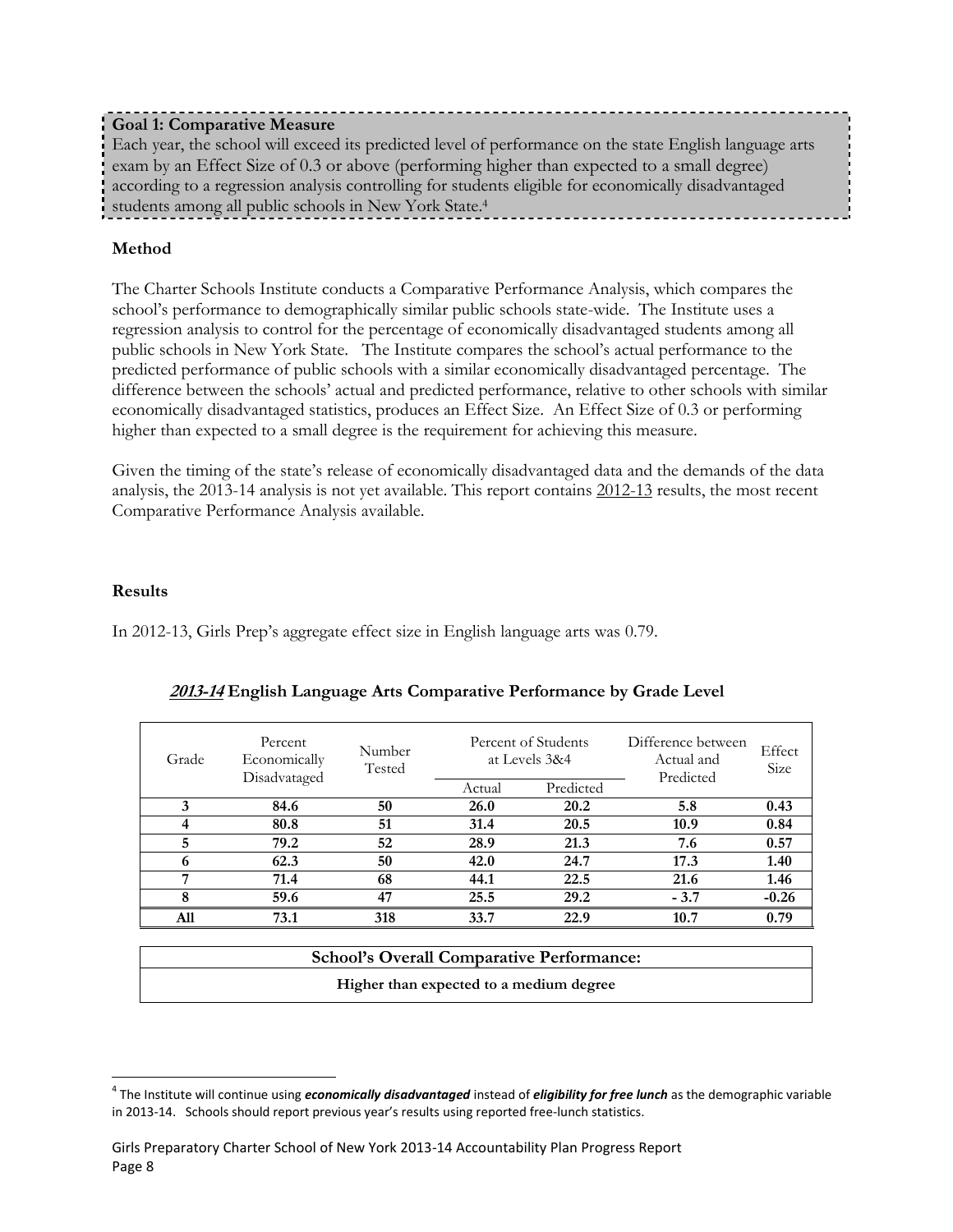**Goal 1: Comparative Measure**

Each year, the school will exceed its predicted level of performance on the state English language arts exam by an Effect Size of 0.3 or above (performing higher than expected to a small degree) according to a regression analysis controlling for students eligible for economically disadvantaged students among all public schools in New York State.[4]

**Method**

The Charter Schools Institute conducts a Comparative Performance Analysis, which compares the school's performance to demographically similar public schools state-wide. The Institute uses a regression analysis to control for the percentage of economically disadvantaged students among all public schools in New York State. The Institute compares the school's actual performance to the predicted performance of public schools with a similar economically disadvantaged percentage. The difference between the schools' actual and predicted performance, relative to other schools with similar economically disadvantaged statistics, produces an Effect Size. An Effect Size of 0.3 or performing higher than expected to a small degree is the requirement for achieving this measure.

Given the timing of the state's release of economically disadvantaged data and the demands of the data analysis, the 2013-14 analysis is not yet available. This report contains 2012-13 results, the most recent Comparative Performance Analysis available.

**Results**

In 2012-13, Girls Prep's aggregate effect size in English language arts was 0.79.

***2013-14*** **English Language Arts Comparative Performance by Grade Level**

| Grade | Percent Economically Disadvataged | Number Tested | Percent of Students at Levels 3&4 | | Difference between Actual and Predicted | Effect Size |
|---|---|---|---|---|---|---|
| | | | Actual | Predicted | | |
| **3** | **84.6** | **50** | **26.0** | **20.2** | **5.8** | **0.43** |
| **4** | **80.8** | **51** | **31.4** | **20.5** | **10.9** | **0.84** |
| **5** | **79.2** | **52** | **28.9** | **21.3** | **7.6** | **0.57** |
| **6** | **62.3** | **50** | **42.0** | **24.7** | **17.3** | **1.40** |
| **7** | **71.4** | **68** | **44.1** | **22.5** | **21.6** | **1.46** |
| **8** | **59.6** | **47** | **25.5** | **29.2** | **- 3.7** | **-0.26** |
| **All** | **73.1** | **318** | **33.7** | **22.9** | **10.7** | **0.79** |

| **School's Overall Comparative Performance:** |
|---|
| **Higher than expected to a medium degree** |

[4] The Institute will continue using ***economically disadvantaged*** instead of ***eligibility for free lunch*** as the demographic variable in 2013-14. Schools should report previous year's results using reported free-lunch statistics.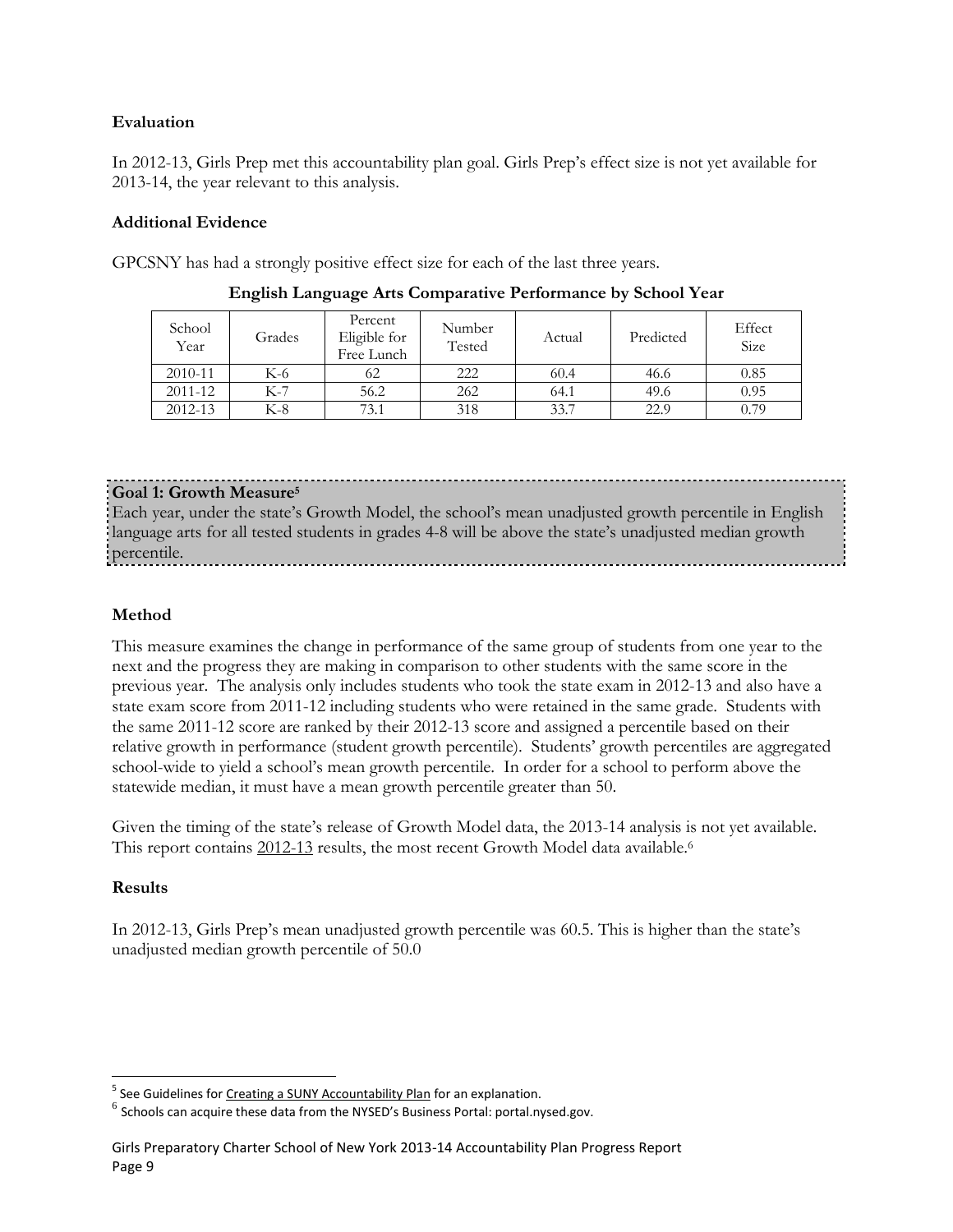### Evaluation

In 2012-13, Girls Prep met this accountability plan goal. Girls Prep's effect size is not yet available for 2013-14, the year relevant to this analysis.

### Additional Evidence

GPCSNY has had a strongly positive effect size for each of the last three years.

**English Language Arts Comparative Performance by School Year**

| School Year | Grades | Percent Eligible for Free Lunch | Number Tested | Actual | Predicted | Effect Size |
|---|---|---|---|---|---|---|
| 2010-11 | K-6 | 62 | 222 | 60.4 | 46.6 | 0.85 |
| 2011-12 | K-7 | 56.2 | 262 | 64.1 | 49.6 | 0.95 |
| 2012-13 | K-8 | 73.1 | 318 | 33.7 | 22.9 | 0.79 |

**Goal 1: Growth Measure**[5]

Each year, under the state's Growth Model, the school's mean unadjusted growth percentile in English language arts for all tested students in grades 4-8 will be above the state's unadjusted median growth percentile.

### Method

This measure examines the change in performance of the same group of students from one year to the next and the progress they are making in comparison to other students with the same score in the previous year. The analysis only includes students who took the state exam in 2012-13 and also have a state exam score from 2011-12 including students who were retained in the same grade. Students with the same 2011-12 score are ranked by their 2012-13 score and assigned a percentile based on their relative growth in performance (student growth percentile). Students' growth percentiles are aggregated school-wide to yield a school's mean growth percentile. In order for a school to perform above the statewide median, it must have a mean growth percentile greater than 50.

Given the timing of the state's release of Growth Model data, the 2013-14 analysis is not yet available. This report contains 2012-13 results, the most recent Growth Model data available.[6]

### Results

In 2012-13, Girls Prep's mean unadjusted growth percentile was 60.5. This is higher than the state's unadjusted median growth percentile of 50.0

---

[5] See Guidelines for Creating a SUNY Accountability Plan for an explanation.

[6] Schools can acquire these data from the NYSED's Business Portal: portal.nysed.gov.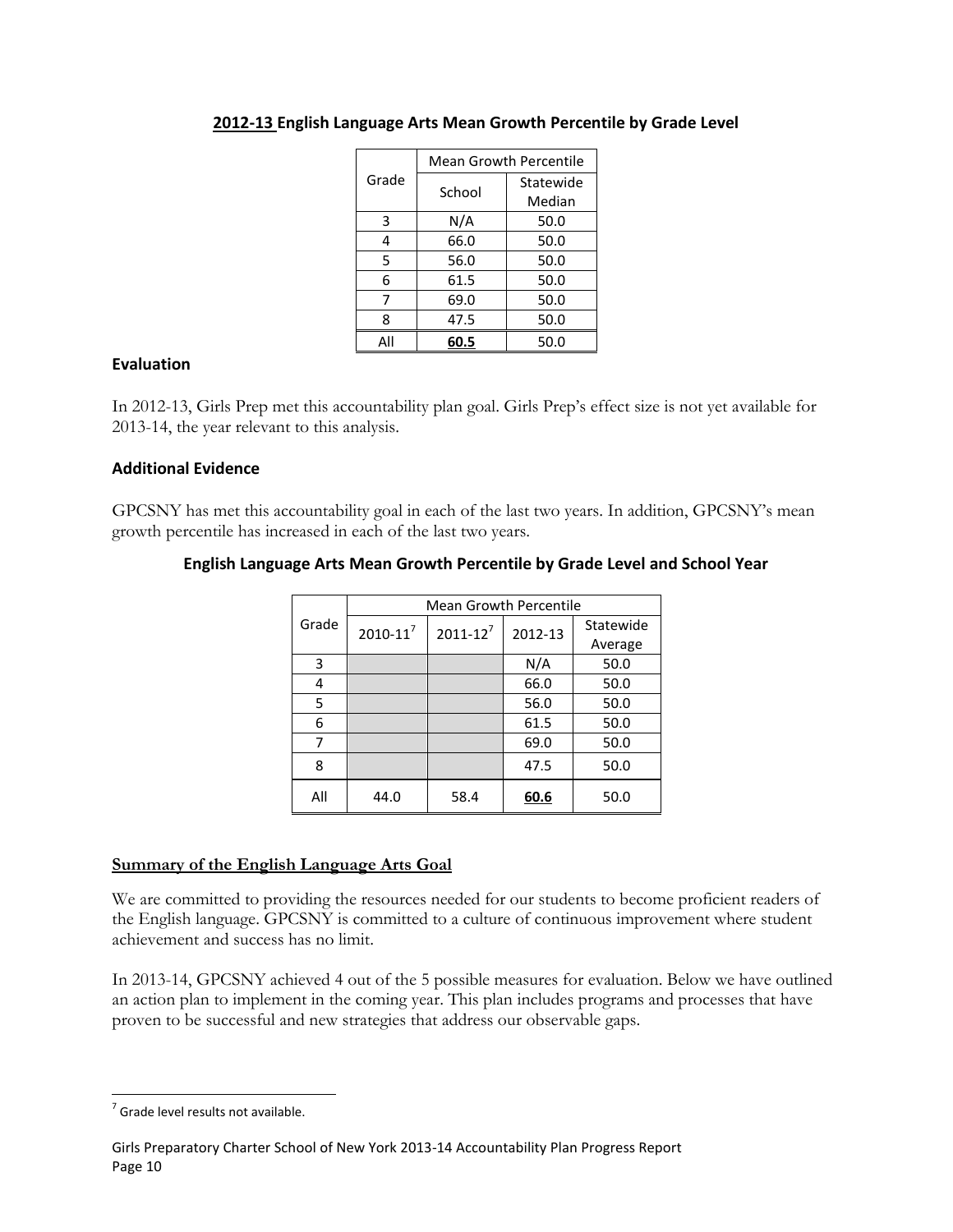**2012-13 English Language Arts Mean Growth Percentile by Grade Level**

| Grade | Mean Growth Percentile | |
|---|---|---|
| | School | Statewide Median |
| 3 | N/A | 50.0 |
| 4 | 66.0 | 50.0 |
| 5 | 56.0 | 50.0 |
| 6 | 61.5 | 50.0 |
| 7 | 69.0 | 50.0 |
| 8 | 47.5 | 50.0 |
| All | **60.5** | 50.0 |

### Evaluation

In 2012-13, Girls Prep met this accountability plan goal. Girls Prep's effect size is not yet available for 2013-14, the year relevant to this analysis.

### Additional Evidence

GPCSNY has met this accountability goal in each of the last two years. In addition, GPCSNY's mean growth percentile has increased in each of the last two years.

**English Language Arts Mean Growth Percentile by Grade Level and School Year**

| Grade | Mean Growth Percentile | | | |
|---|---|---|---|---|
| | 2010-11[7] | 2011-12[7] | 2012-13 | Statewide Average |
| 3 | | | N/A | 50.0 |
| 4 | | | 66.0 | 50.0 |
| 5 | | | 56.0 | 50.0 |
| 6 | | | 61.5 | 50.0 |
| 7 | | | 69.0 | 50.0 |
| 8 | | | 47.5 | 50.0 |
| All | 44.0 | 58.4 | **60.6** | 50.0 |

**Summary of the English Language Arts Goal**

We are committed to providing the resources needed for our students to become proficient readers of the English language. GPCSNY is committed to a culture of continuous improvement where student achievement and success has no limit.

In 2013-14, GPCSNY achieved 4 out of the 5 possible measures for evaluation. Below we have outlined an action plan to implement in the coming year. This plan includes programs and processes that have proven to be successful and new strategies that address our observable gaps.

[7] Grade level results not available.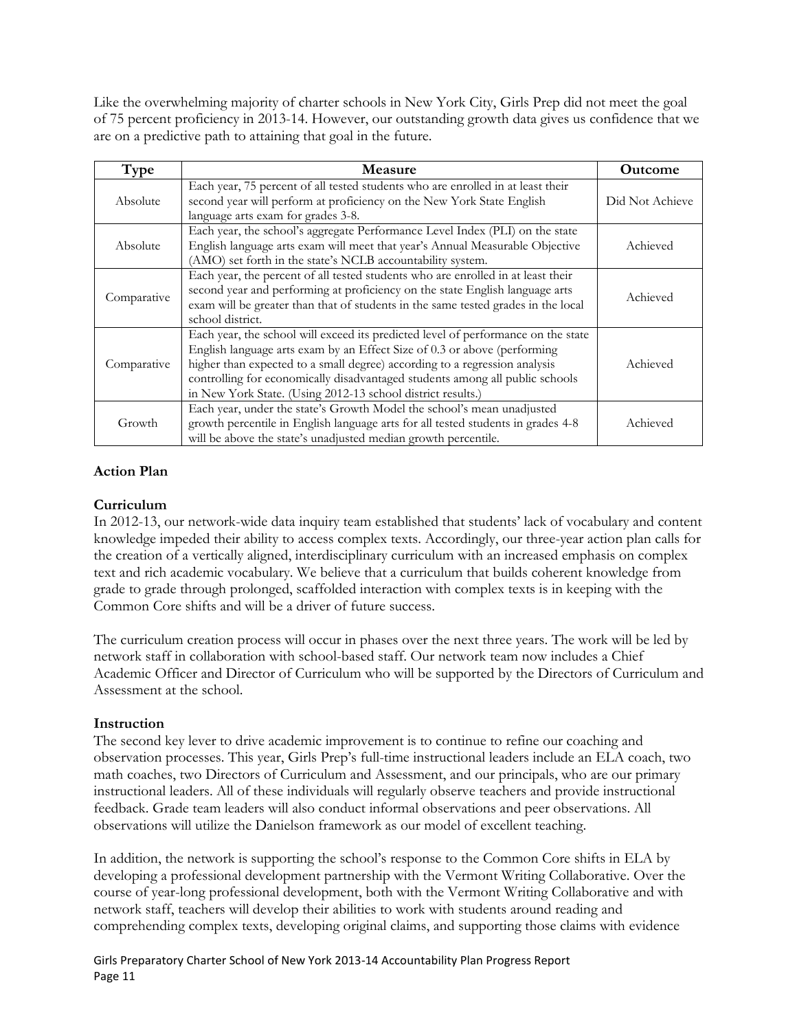Like the overwhelming majority of charter schools in New York City, Girls Prep did not meet the goal of 75 percent proficiency in 2013-14. However, our outstanding growth data gives us confidence that we are on a predictive path to attaining that goal in the future.

| Type | Measure | Outcome |
|---|---|---|
| Absolute | Each year, 75 percent of all tested students who are enrolled in at least their second year will perform at proficiency on the New York State English language arts exam for grades 3-8. | Did Not Achieve |
| Absolute | Each year, the school's aggregate Performance Level Index (PLI) on the state English language arts exam will meet that year's Annual Measurable Objective (AMO) set forth in the state's NCLB accountability system. | Achieved |
| Comparative | Each year, the percent of all tested students who are enrolled in at least their second year and performing at proficiency on the state English language arts exam will be greater than that of students in the same tested grades in the local school district. | Achieved |
| Comparative | Each year, the school will exceed its predicted level of performance on the state English language arts exam by an Effect Size of 0.3 or above (performing higher than expected to a small degree) according to a regression analysis controlling for economically disadvantaged students among all public schools in New York State. (Using 2012-13 school district results.) | Achieved |
| Growth | Each year, under the state's Growth Model the school's mean unadjusted growth percentile in English language arts for all tested students in grades 4-8 will be above the state's unadjusted median growth percentile. | Achieved |

**Action Plan**

**Curriculum**

In 2012-13, our network-wide data inquiry team established that students' lack of vocabulary and content knowledge impeded their ability to access complex texts. Accordingly, our three-year action plan calls for the creation of a vertically aligned, interdisciplinary curriculum with an increased emphasis on complex text and rich academic vocabulary. We believe that a curriculum that builds coherent knowledge from grade to grade through prolonged, scaffolded interaction with complex texts is in keeping with the Common Core shifts and will be a driver of future success.

The curriculum creation process will occur in phases over the next three years. The work will be led by network staff in collaboration with school-based staff. Our network team now includes a Chief Academic Officer and Director of Curriculum who will be supported by the Directors of Curriculum and Assessment at the school.

**Instruction**

The second key lever to drive academic improvement is to continue to refine our coaching and observation processes. This year, Girls Prep's full-time instructional leaders include an ELA coach, two math coaches, two Directors of Curriculum and Assessment, and our principals, who are our primary instructional leaders. All of these individuals will regularly observe teachers and provide instructional feedback. Grade team leaders will also conduct informal observations and peer observations. All observations will utilize the Danielson framework as our model of excellent teaching.

In addition, the network is supporting the school's response to the Common Core shifts in ELA by developing a professional development partnership with the Vermont Writing Collaborative. Over the course of year-long professional development, both with the Vermont Writing Collaborative and with network staff, teachers will develop their abilities to work with students around reading and comprehending complex texts, developing original claims, and supporting those claims with evidence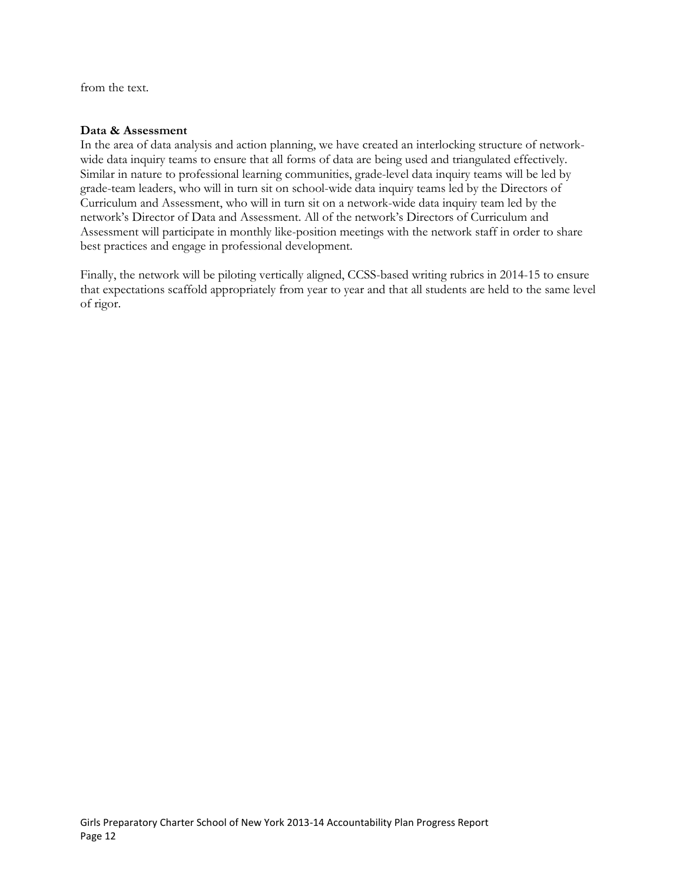from the text.

**Data & Assessment**

In the area of data analysis and action planning, we have created an interlocking structure of network-wide data inquiry teams to ensure that all forms of data are being used and triangulated effectively. Similar in nature to professional learning communities, grade-level data inquiry teams will be led by grade-team leaders, who will in turn sit on school-wide data inquiry teams led by the Directors of Curriculum and Assessment, who will in turn sit on a network-wide data inquiry team led by the network's Director of Data and Assessment. All of the network's Directors of Curriculum and Assessment will participate in monthly like-position meetings with the network staff in order to share best practices and engage in professional development.

Finally, the network will be piloting vertically aligned, CCSS-based writing rubrics in 2014-15 to ensure that expectations scaffold appropriately from year to year and that all students are held to the same level of rigor.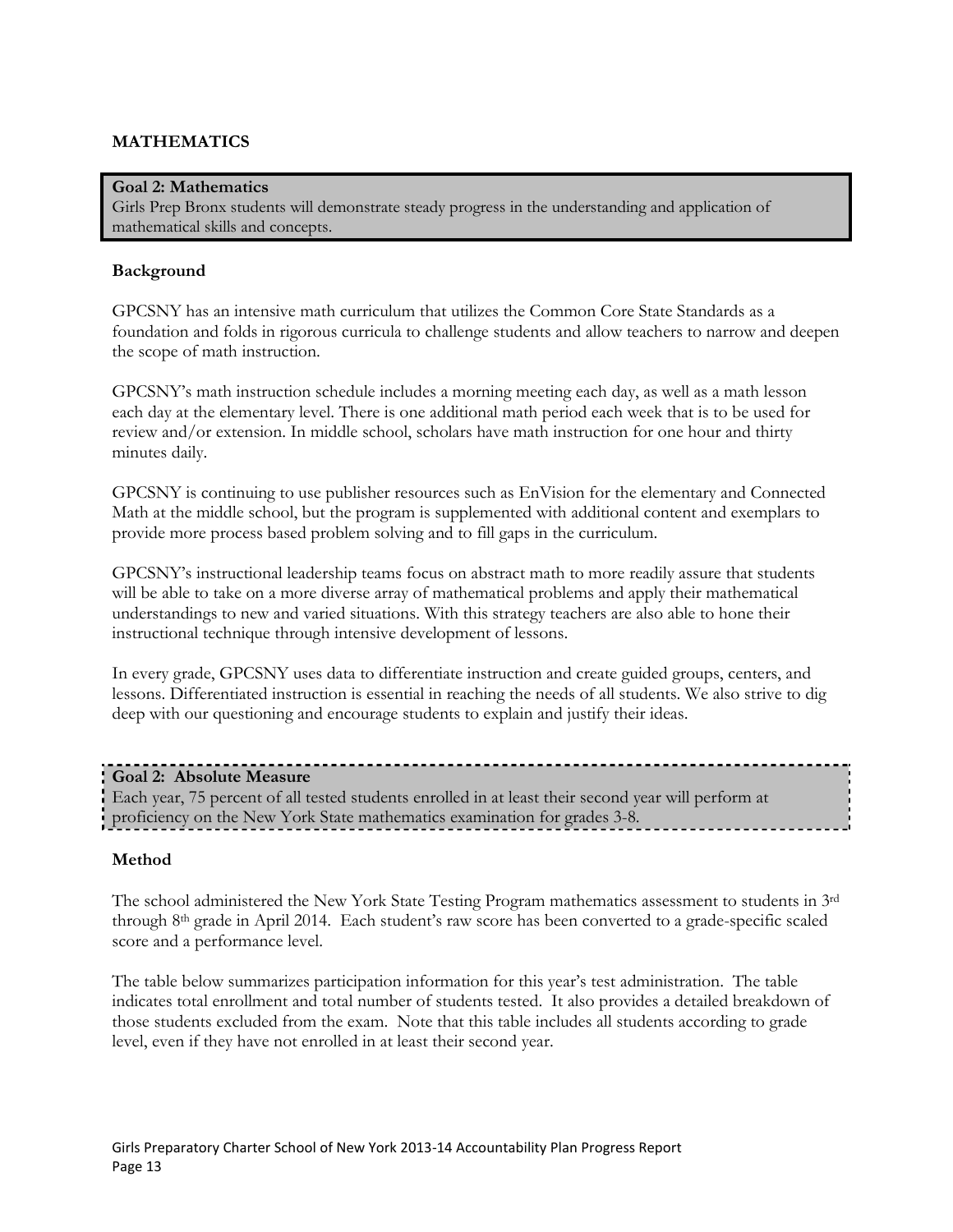## MATHEMATICS

**Goal 2: Mathematics**
Girls Prep Bronx students will demonstrate steady progress in the understanding and application of mathematical skills and concepts.

### Background

GPCSNY has an intensive math curriculum that utilizes the Common Core State Standards as a foundation and folds in rigorous curricula to challenge students and allow teachers to narrow and deepen the scope of math instruction.

GPCSNY's math instruction schedule includes a morning meeting each day, as well as a math lesson each day at the elementary level. There is one additional math period each week that is to be used for review and/or extension. In middle school, scholars have math instruction for one hour and thirty minutes daily.

GPCSNY is continuing to use publisher resources such as EnVision for the elementary and Connected Math at the middle school, but the program is supplemented with additional content and exemplars to provide more process based problem solving and to fill gaps in the curriculum.

GPCSNY's instructional leadership teams focus on abstract math to more readily assure that students will be able to take on a more diverse array of mathematical problems and apply their mathematical understandings to new and varied situations. With this strategy teachers are also able to hone their instructional technique through intensive development of lessons.

In every grade, GPCSNY uses data to differentiate instruction and create guided groups, centers, and lessons. Differentiated instruction is essential in reaching the needs of all students. We also strive to dig deep with our questioning and encourage students to explain and justify their ideas.

**Goal 2: Absolute Measure**
Each year, 75 percent of all tested students enrolled in at least their second year will perform at proficiency on the New York State mathematics examination for grades 3-8.

### Method

The school administered the New York State Testing Program mathematics assessment to students in 3rd through 8th grade in April 2014. Each student's raw score has been converted to a grade-specific scaled score and a performance level.

The table below summarizes participation information for this year's test administration. The table indicates total enrollment and total number of students tested. It also provides a detailed breakdown of those students excluded from the exam. Note that this table includes all students according to grade level, even if they have not enrolled in at least their second year.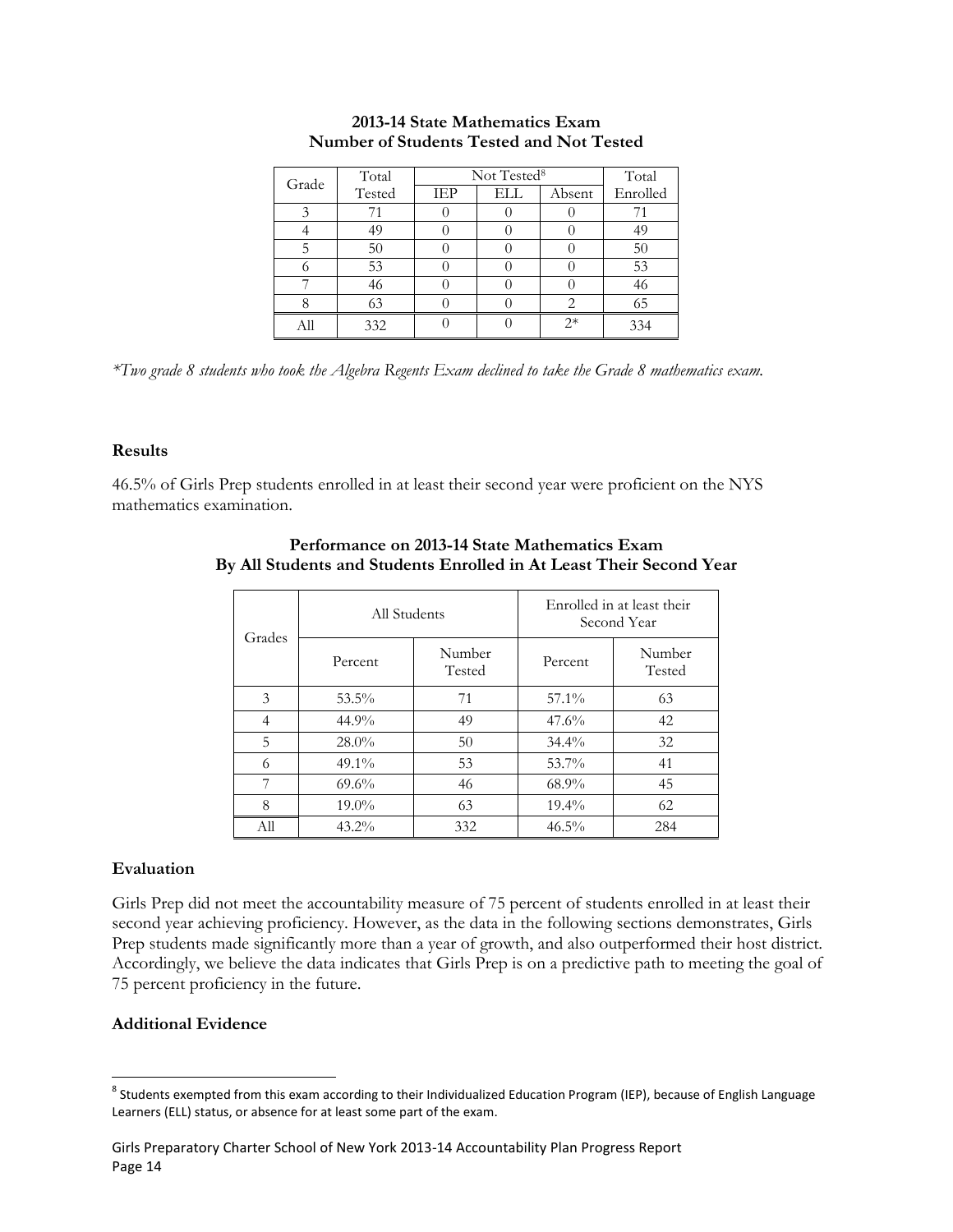**2013-14 State Mathematics Exam**
**Number of Students Tested and Not Tested**

| Grade | Total Tested | Not Tested[8] | | | Total Enrolled |
|---|---|---|---|---|---|
| | | IEP | ELL | Absent | |
| 3 | 71 | 0 | 0 | 0 | 71 |
| 4 | 49 | 0 | 0 | 0 | 49 |
| 5 | 50 | 0 | 0 | 0 | 50 |
| 6 | 53 | 0 | 0 | 0 | 53 |
| 7 | 46 | 0 | 0 | 0 | 46 |
| 8 | 63 | 0 | 0 | 2 | 65 |
| All | 332 | 0 | 0 | 2* | 334 |

*\*Two grade 8 students who took the Algebra Regents Exam declined to take the Grade 8 mathematics exam.*

**Results**

46.5% of Girls Prep students enrolled in at least their second year were proficient on the NYS mathematics examination.

**Performance on 2013-14 State Mathematics Exam**
**By All Students and Students Enrolled in At Least Their Second Year**

| Grades | All Students | | Enrolled in at least their Second Year | |
|---|---|---|---|---|
| | Percent | Number Tested | Percent | Number Tested |
| 3 | 53.5% | 71 | 57.1% | 63 |
| 4 | 44.9% | 49 | 47.6% | 42 |
| 5 | 28.0% | 50 | 34.4% | 32 |
| 6 | 49.1% | 53 | 53.7% | 41 |
| 7 | 69.6% | 46 | 68.9% | 45 |
| 8 | 19.0% | 63 | 19.4% | 62 |
| All | 43.2% | 332 | 46.5% | 284 |

**Evaluation**

Girls Prep did not meet the accountability measure of 75 percent of students enrolled in at least their second year achieving proficiency. However, as the data in the following sections demonstrates, Girls Prep students made significantly more than a year of growth, and also outperformed their host district. Accordingly, we believe the data indicates that Girls Prep is on a predictive path to meeting the goal of 75 percent proficiency in the future.

**Additional Evidence**

[8] Students exempted from this exam according to their Individualized Education Program (IEP), because of English Language Learners (ELL) status, or absence for at least some part of the exam.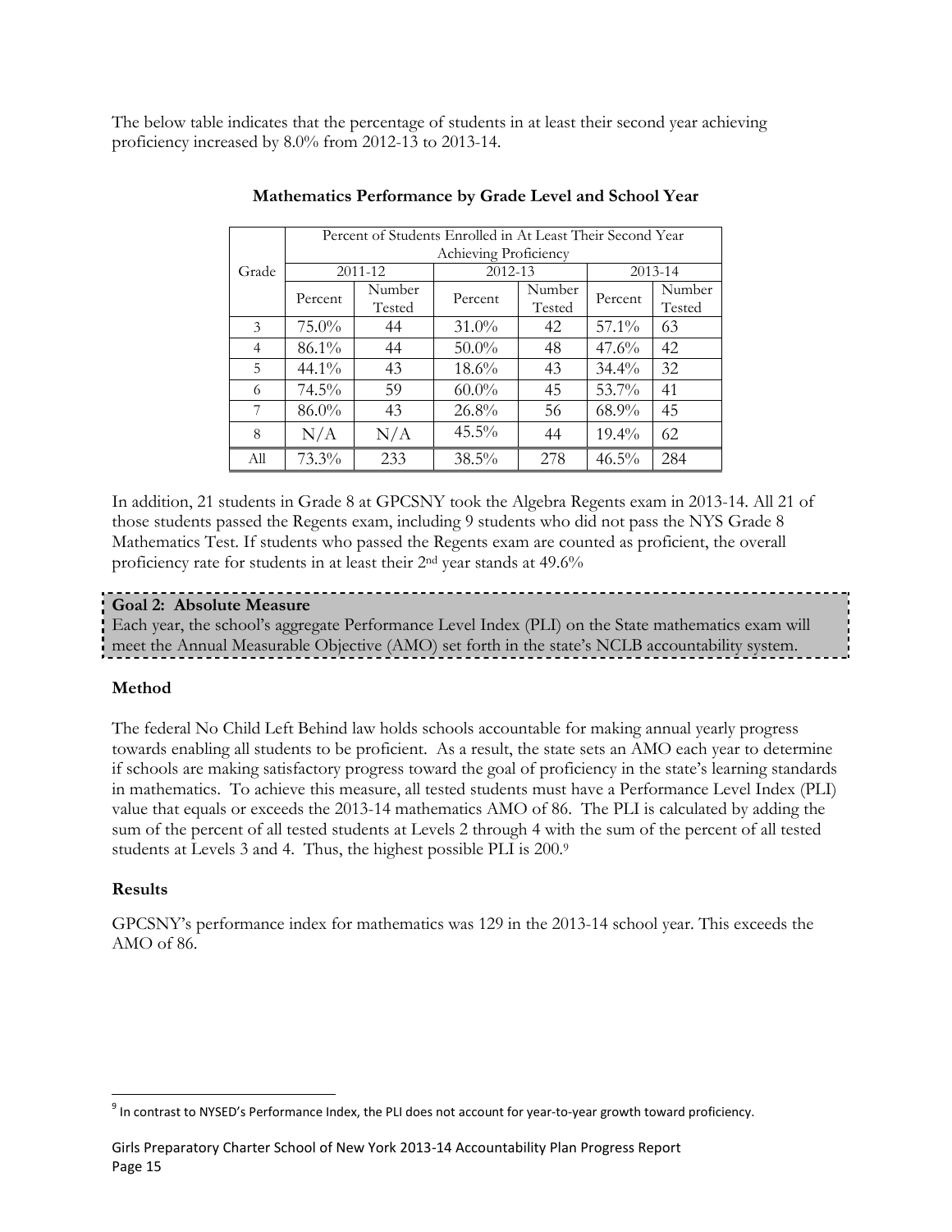The below table indicates that the percentage of students in at least their second year achieving proficiency increased by 8.0% from 2012-13 to 2013-14.

**Mathematics Performance by Grade Level and School Year**

| Grade | Percent of Students Enrolled in At Least Their Second Year Achieving Proficiency | | | | | |
|---|---|---|---|---|---|---|
| | 2011-12 | | 2012-13 | | 2013-14 | |
| | Percent | Number Tested | Percent | Number Tested | Percent | Number Tested |
| 3 | 75.0% | 44 | 31.0% | 42 | 57.1% | 63 |
| 4 | 86.1% | 44 | 50.0% | 48 | 47.6% | 42 |
| 5 | 44.1% | 43 | 18.6% | 43 | 34.4% | 32 |
| 6 | 74.5% | 59 | 60.0% | 45 | 53.7% | 41 |
| 7 | 86.0% | 43 | 26.8% | 56 | 68.9% | 45 |
| 8 | N/A | N/A | 45.5% | 44 | 19.4% | 62 |
| All | 73.3% | 233 | 38.5% | 278 | 46.5% | 284 |

In addition, 21 students in Grade 8 at GPCSNY took the Algebra Regents exam in 2013-14. All 21 of those students passed the Regents exam, including 9 students who did not pass the NYS Grade 8 Mathematics Test. If students who passed the Regents exam are counted as proficient, the overall proficiency rate for students in at least their 2nd year stands at 49.6%

**Goal 2: Absolute Measure**
Each year, the school's aggregate Performance Level Index (PLI) on the State mathematics exam will meet the Annual Measurable Objective (AMO) set forth in the state's NCLB accountability system.

**Method**

The federal No Child Left Behind law holds schools accountable for making annual yearly progress towards enabling all students to be proficient. As a result, the state sets an AMO each year to determine if schools are making satisfactory progress toward the goal of proficiency in the state's learning standards in mathematics. To achieve this measure, all tested students must have a Performance Level Index (PLI) value that equals or exceeds the 2013-14 mathematics AMO of 86. The PLI is calculated by adding the sum of the percent of all tested students at Levels 2 through 4 with the sum of the percent of all tested students at Levels 3 and 4. Thus, the highest possible PLI is 200.[9]

**Results**

GPCSNY's performance index for mathematics was 129 in the 2013-14 school year. This exceeds the AMO of 86.

[9] In contrast to NYSED's Performance Index, the PLI does not account for year-to-year growth toward proficiency.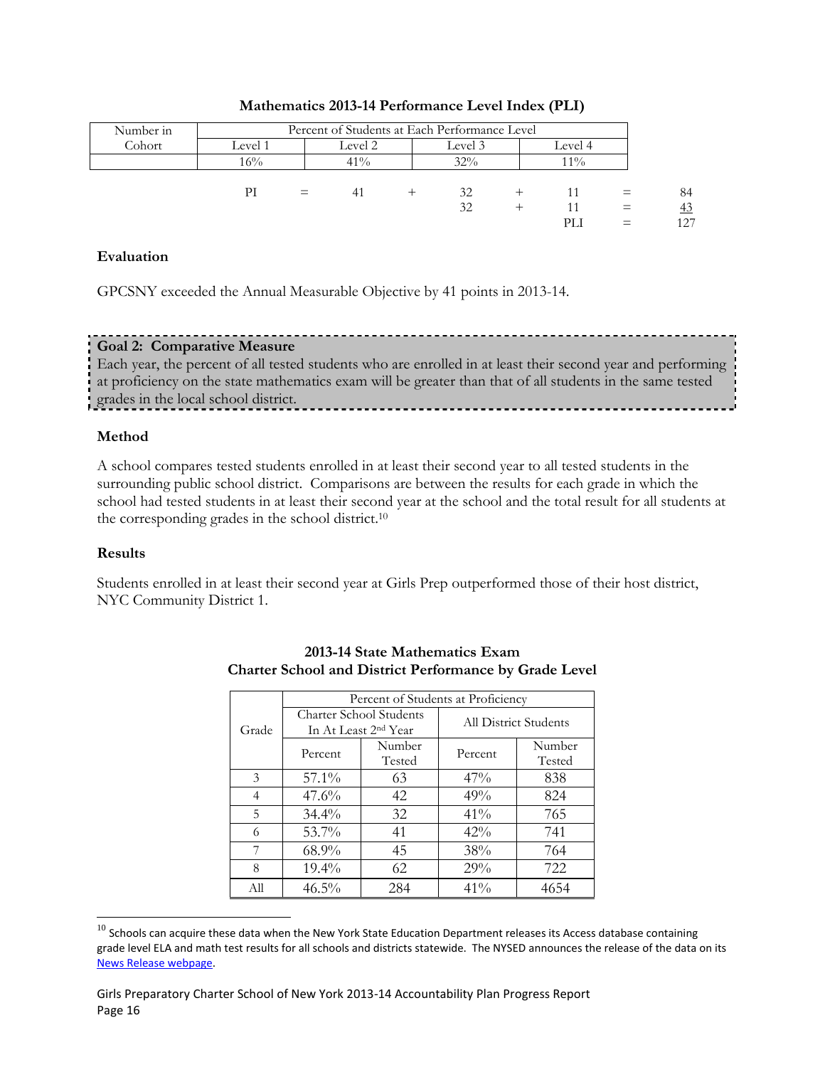**Mathematics 2013-14 Performance Level Index (PLI)**

| Number in Cohort | Percent of Students at Each Performance Level | | | |
|---|---|---|---|---|
| | Level 1 | Level 2 | Level 3 | Level 4 |
| | 16% | 41% | 32% | 11% |

| | | | | | | | | |
|---|---|---|---|---|---|---|---|---|
| PI | = | 41 | + | 32 | + | 11 | = | 84 |
| | | | | 32 | + | 11 | = | 43 |
| | | | | | | PLI | = | 127 |

### Evaluation

GPCSNY exceeded the Annual Measurable Objective by 41 points in 2013-14.

**Goal 2: Comparative Measure**
Each year, the percent of all tested students who are enrolled in at least their second year and performing at proficiency on the state mathematics exam will be greater than that of all students in the same tested grades in the local school district.

### Method

A school compares tested students enrolled in at least their second year to all tested students in the surrounding public school district. Comparisons are between the results for each grade in which the school had tested students in at least their second year at the school and the total result for all students at the corresponding grades in the school district.[10]

### Results

Students enrolled in at least their second year at Girls Prep outperformed those of their host district, NYC Community District 1.

**2013-14 State Mathematics Exam**
**Charter School and District Performance by Grade Level**

| Grade | Percent of Students at Proficiency | | | |
|---|---|---|---|---|
| | Charter School Students In At Least 2nd Year | | All District Students | |
| | Percent | Number Tested | Percent | Number Tested |
| 3 | 57.1% | 63 | 47% | 838 |
| 4 | 47.6% | 42 | 49% | 824 |
| 5 | 34.4% | 32 | 41% | 765 |
| 6 | 53.7% | 41 | 42% | 741 |
| 7 | 68.9% | 45 | 38% | 764 |
| 8 | 19.4% | 62 | 29% | 722 |
| All | 46.5% | 284 | 41% | 4654 |

[10] Schools can acquire these data when the New York State Education Department releases its Access database containing grade level ELA and math test results for all schools and districts statewide. The NYSED announces the release of the data on its News Release webpage.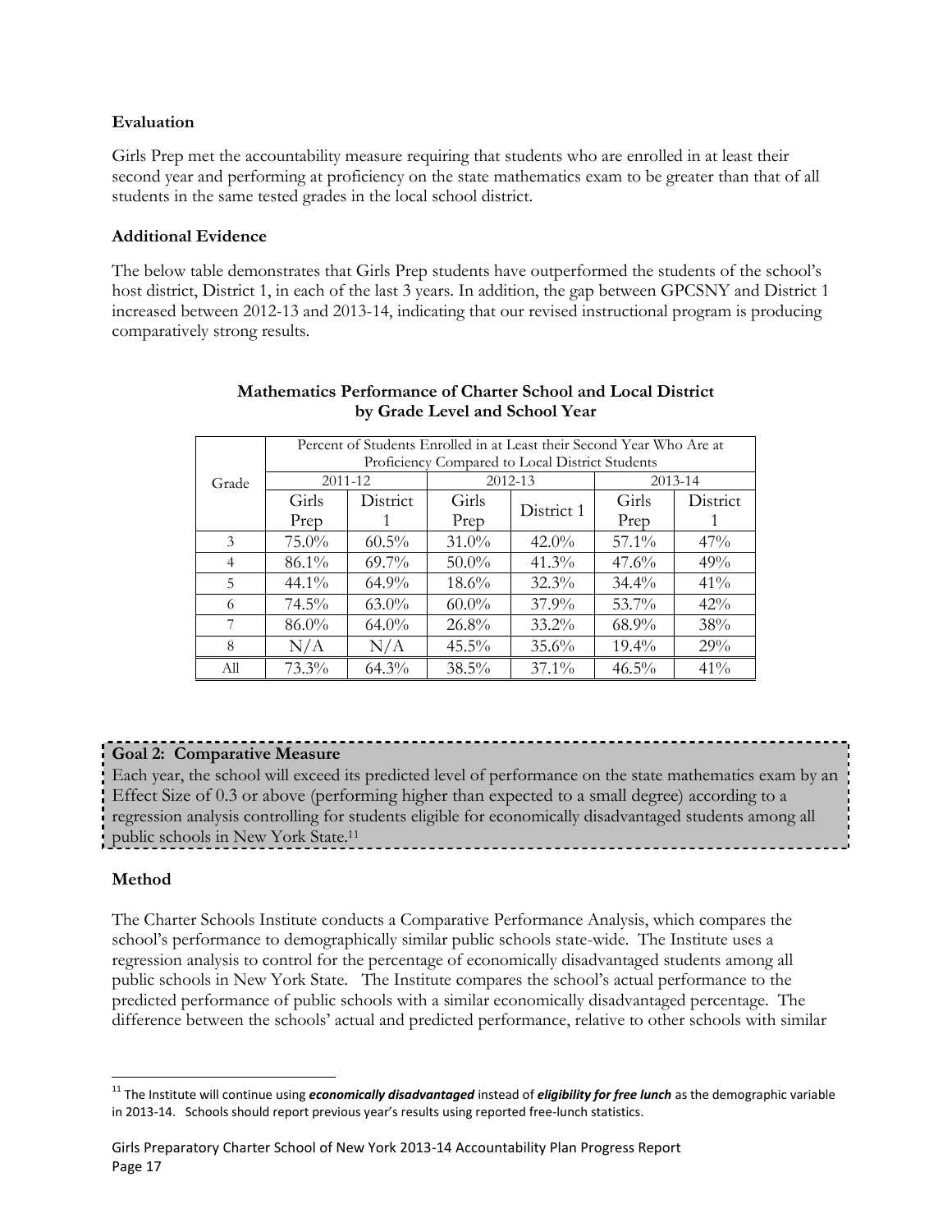**Evaluation**

Girls Prep met the accountability measure requiring that students who are enrolled in at least their second year and performing at proficiency on the state mathematics exam to be greater than that of all students in the same tested grades in the local school district.

**Additional Evidence**

The below table demonstrates that Girls Prep students have outperformed the students of the school's host district, District 1, in each of the last 3 years. In addition, the gap between GPCSNY and District 1 increased between 2012-13 and 2013-14, indicating that our revised instructional program is producing comparatively strong results.

**Mathematics Performance of Charter School and Local District by Grade Level and School Year**

| Grade | Percent of Students Enrolled in at Least their Second Year Who Are at Proficiency Compared to Local District Students | | | | | |
|---|---|---|---|---|---|---|
| | 2011-12 | | 2012-13 | | 2013-14 | |
| | Girls Prep | District 1 | Girls Prep | District 1 | Girls Prep | District 1 |
| 3 | 75.0% | 60.5% | 31.0% | 42.0% | 57.1% | 47% |
| 4 | 86.1% | 69.7% | 50.0% | 41.3% | 47.6% | 49% |
| 5 | 44.1% | 64.9% | 18.6% | 32.3% | 34.4% | 41% |
| 6 | 74.5% | 63.0% | 60.0% | 37.9% | 53.7% | 42% |
| 7 | 86.0% | 64.0% | 26.8% | 33.2% | 68.9% | 38% |
| 8 | N/A | N/A | 45.5% | 35.6% | 19.4% | 29% |
| All | 73.3% | 64.3% | 38.5% | 37.1% | 46.5% | 41% |

**Goal 2: Comparative Measure**

Each year, the school will exceed its predicted level of performance on the state mathematics exam by an Effect Size of 0.3 or above (performing higher than expected to a small degree) according to a regression analysis controlling for students eligible for economically disadvantaged students among all public schools in New York State.[11]

**Method**

The Charter Schools Institute conducts a Comparative Performance Analysis, which compares the school's performance to demographically similar public schools state-wide. The Institute uses a regression analysis to control for the percentage of economically disadvantaged students among all public schools in New York State. The Institute compares the school's actual performance to the predicted performance of public schools with a similar economically disadvantaged percentage. The difference between the schools' actual and predicted performance, relative to other schools with similar

[11] The Institute will continue using ***economically disadvantaged*** instead of ***eligibility for free lunch*** as the demographic variable in 2013-14. Schools should report previous year's results using reported free-lunch statistics.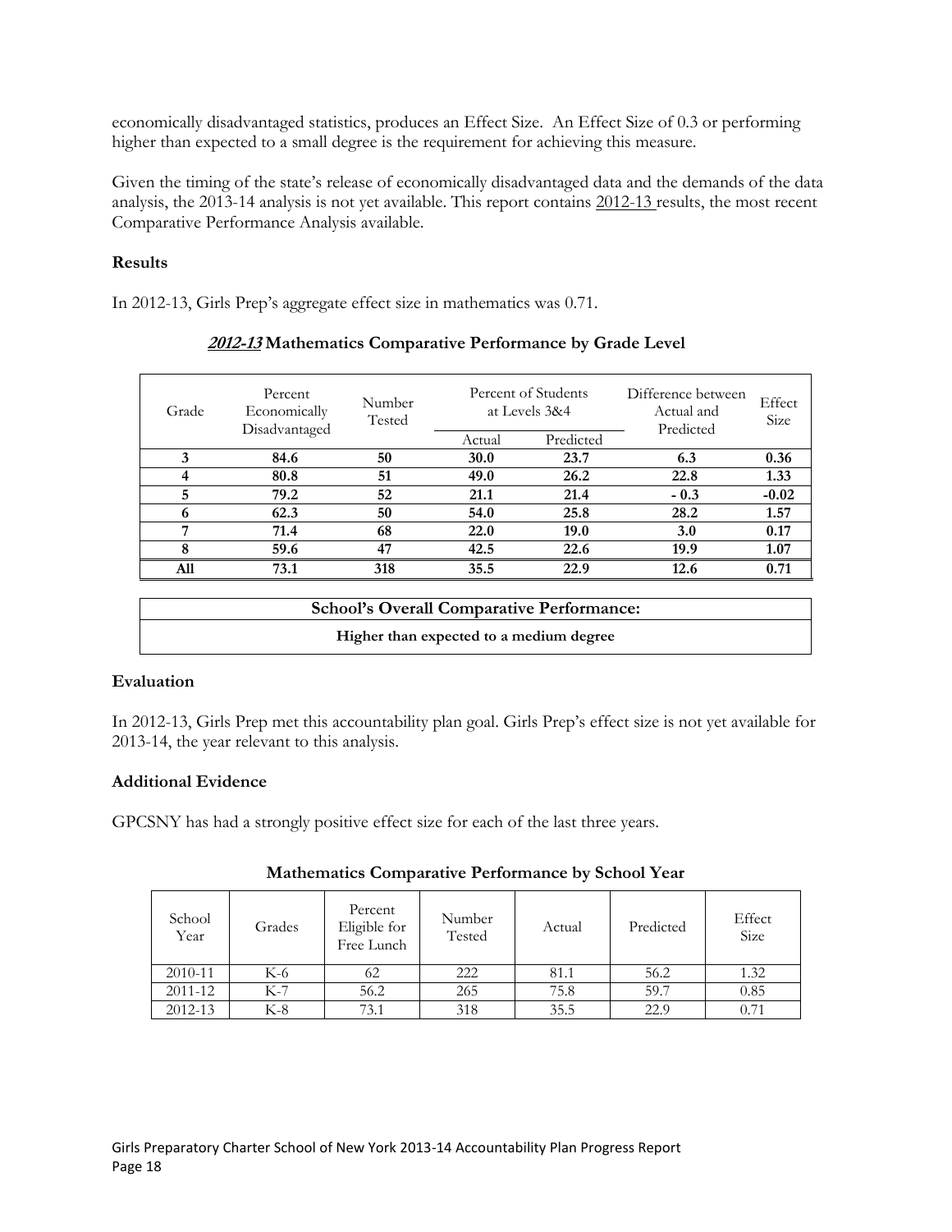economically disadvantaged statistics, produces an Effect Size. An Effect Size of 0.3 or performing higher than expected to a small degree is the requirement for achieving this measure.

Given the timing of the state's release of economically disadvantaged data and the demands of the data analysis, the 2013-14 analysis is not yet available. This report contains 2012-13 results, the most recent Comparative Performance Analysis available.

**Results**

In 2012-13, Girls Prep's aggregate effect size in mathematics was 0.71.

**2012-13 Mathematics Comparative Performance by Grade Level**

| Grade | Percent Economically Disadvantaged | Number Tested | Percent of Students at Levels 3&4 | | Difference between Actual and Predicted | Effect Size |
|---|---|---|---|---|---|---|
| | | | Actual | Predicted | | |
| **3** | **84.6** | **50** | **30.0** | **23.7** | **6.3** | **0.36** |
| **4** | **80.8** | **51** | **49.0** | **26.2** | **22.8** | **1.33** |
| **5** | **79.2** | **52** | **21.1** | **21.4** | **- 0.3** | **-0.02** |
| **6** | **62.3** | **50** | **54.0** | **25.8** | **28.2** | **1.57** |
| **7** | **71.4** | **68** | **22.0** | **19.0** | **3.0** | **0.17** |
| **8** | **59.6** | **47** | **42.5** | **22.6** | **19.9** | **1.07** |
| **All** | **73.1** | **318** | **35.5** | **22.9** | **12.6** | **0.71** |

| School's Overall Comparative Performance: |
|---|
| **Higher than expected to a medium degree** |

**Evaluation**

In 2012-13, Girls Prep met this accountability plan goal. Girls Prep's effect size is not yet available for 2013-14, the year relevant to this analysis.

**Additional Evidence**

GPCSNY has had a strongly positive effect size for each of the last three years.

**Mathematics Comparative Performance by School Year**

| School Year | Grades | Percent Eligible for Free Lunch | Number Tested | Actual | Predicted | Effect Size |
|---|---|---|---|---|---|---|
| 2010-11 | K-6 | 62 | 222 | 81.1 | 56.2 | 1.32 |
| 2011-12 | K-7 | 56.2 | 265 | 75.8 | 59.7 | 0.85 |
| 2012-13 | K-8 | 73.1 | 318 | 35.5 | 22.9 | 0.71 |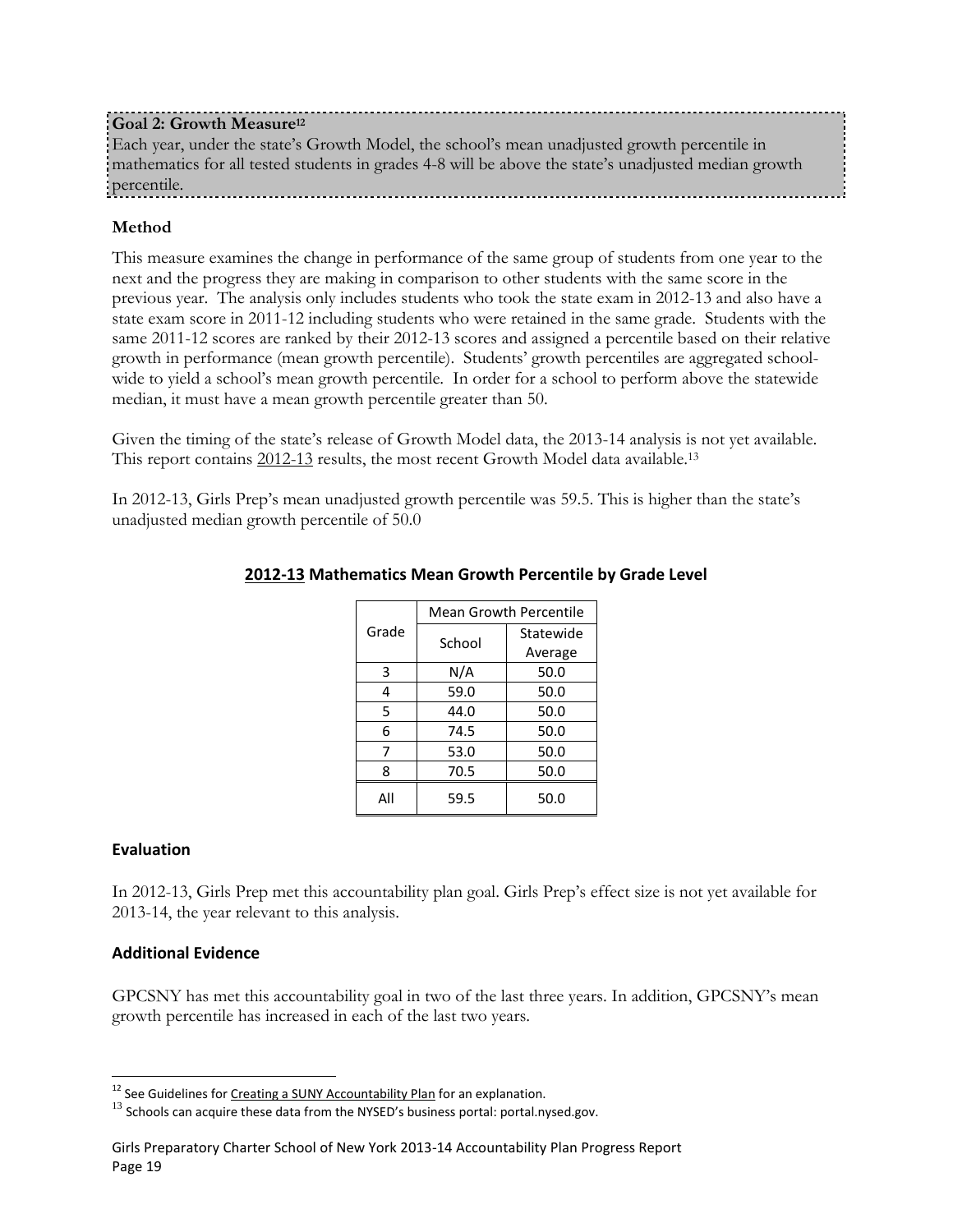**Goal 2: Growth Measure[12]**
Each year, under the state's Growth Model, the school's mean unadjusted growth percentile in mathematics for all tested students in grades 4-8 will be above the state's unadjusted median growth percentile.

### Method

This measure examines the change in performance of the same group of students from one year to the next and the progress they are making in comparison to other students with the same score in the previous year. The analysis only includes students who took the state exam in 2012-13 and also have a state exam score in 2011-12 including students who were retained in the same grade. Students with the same 2011-12 scores are ranked by their 2012-13 scores and assigned a percentile based on their relative growth in performance (mean growth percentile). Students' growth percentiles are aggregated school-wide to yield a school's mean growth percentile. In order for a school to perform above the statewide median, it must have a mean growth percentile greater than 50.

Given the timing of the state's release of Growth Model data, the 2013-14 analysis is not yet available. This report contains 2012-13 results, the most recent Growth Model data available.[13]

In 2012-13, Girls Prep's mean unadjusted growth percentile was 59.5. This is higher than the state's unadjusted median growth percentile of 50.0

**2012-13 Mathematics Mean Growth Percentile by Grade Level**

| Grade | Mean Growth Percentile | |
|---|---|---|
| | School | Statewide Average |
| 3 | N/A | 50.0 |
| 4 | 59.0 | 50.0 |
| 5 | 44.0 | 50.0 |
| 6 | 74.5 | 50.0 |
| 7 | 53.0 | 50.0 |
| 8 | 70.5 | 50.0 |
| All | 59.5 | 50.0 |

### Evaluation

In 2012-13, Girls Prep met this accountability plan goal. Girls Prep's effect size is not yet available for 2013-14, the year relevant to this analysis.

### Additional Evidence

GPCSNY has met this accountability goal in two of the last three years. In addition, GPCSNY's mean growth percentile has increased in each of the last two years.

[12] See Guidelines for Creating a SUNY Accountability Plan for an explanation.

[13] Schools can acquire these data from the NYSED's business portal: portal.nysed.gov.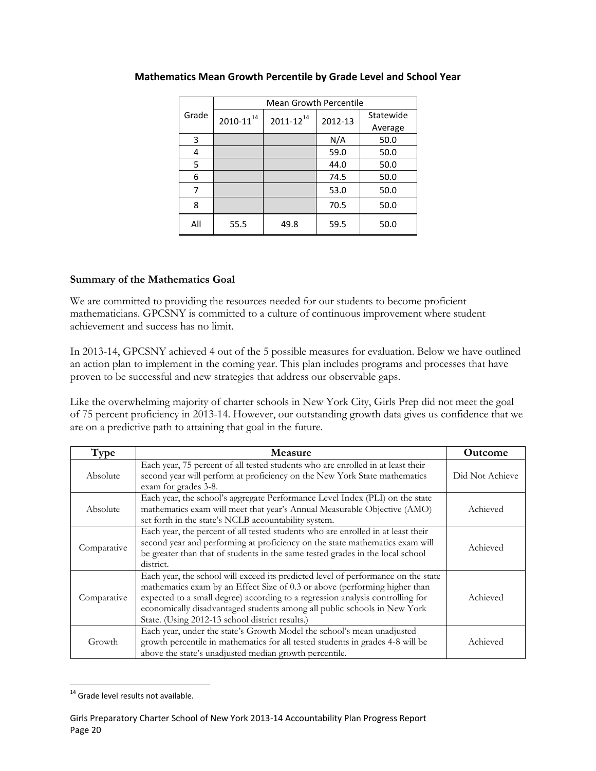**Mathematics Mean Growth Percentile by Grade Level and School Year**

| Grade | Mean Growth Percentile | | | |
|---|---|---|---|---|
| | 2010-11[14] | 2011-12[14] | 2012-13 | Statewide Average |
| 3 | | | N/A | 50.0 |
| 4 | | | 59.0 | 50.0 |
| 5 | | | 44.0 | 50.0 |
| 6 | | | 74.5 | 50.0 |
| 7 | | | 53.0 | 50.0 |
| 8 | | | 70.5 | 50.0 |
| All | 55.5 | 49.8 | 59.5 | 50.0 |

**Summary of the Mathematics Goal**

We are committed to providing the resources needed for our students to become proficient mathematicians. GPCSNY is committed to a culture of continuous improvement where student achievement and success has no limit.

In 2013-14, GPCSNY achieved 4 out of the 5 possible measures for evaluation. Below we have outlined an action plan to implement in the coming year. This plan includes programs and processes that have proven to be successful and new strategies that address our observable gaps.

Like the overwhelming majority of charter schools in New York City, Girls Prep did not meet the goal of 75 percent proficiency in 2013-14. However, our outstanding growth data gives us confidence that we are on a predictive path to attaining that goal in the future.

| Type | Measure | Outcome |
|---|---|---|
| Absolute | Each year, 75 percent of all tested students who are enrolled in at least their second year will perform at proficiency on the New York State mathematics exam for grades 3-8. | Did Not Achieve |
| Absolute | Each year, the school's aggregate Performance Level Index (PLI) on the state mathematics exam will meet that year's Annual Measurable Objective (AMO) set forth in the state's NCLB accountability system. | Achieved |
| Comparative | Each year, the percent of all tested students who are enrolled in at least their second year and performing at proficiency on the state mathematics exam will be greater than that of students in the same tested grades in the local school district. | Achieved |
| Comparative | Each year, the school will exceed its predicted level of performance on the state mathematics exam by an Effect Size of 0.3 or above (performing higher than expected to a small degree) according to a regression analysis controlling for economically disadvantaged students among all public schools in New York State. (Using 2012-13 school district results.) | Achieved |
| Growth | Each year, under the state's Growth Model the school's mean unadjusted growth percentile in mathematics for all tested students in grades 4-8 will be above the state's unadjusted median growth percentile. | Achieved |

[14] Grade level results not available.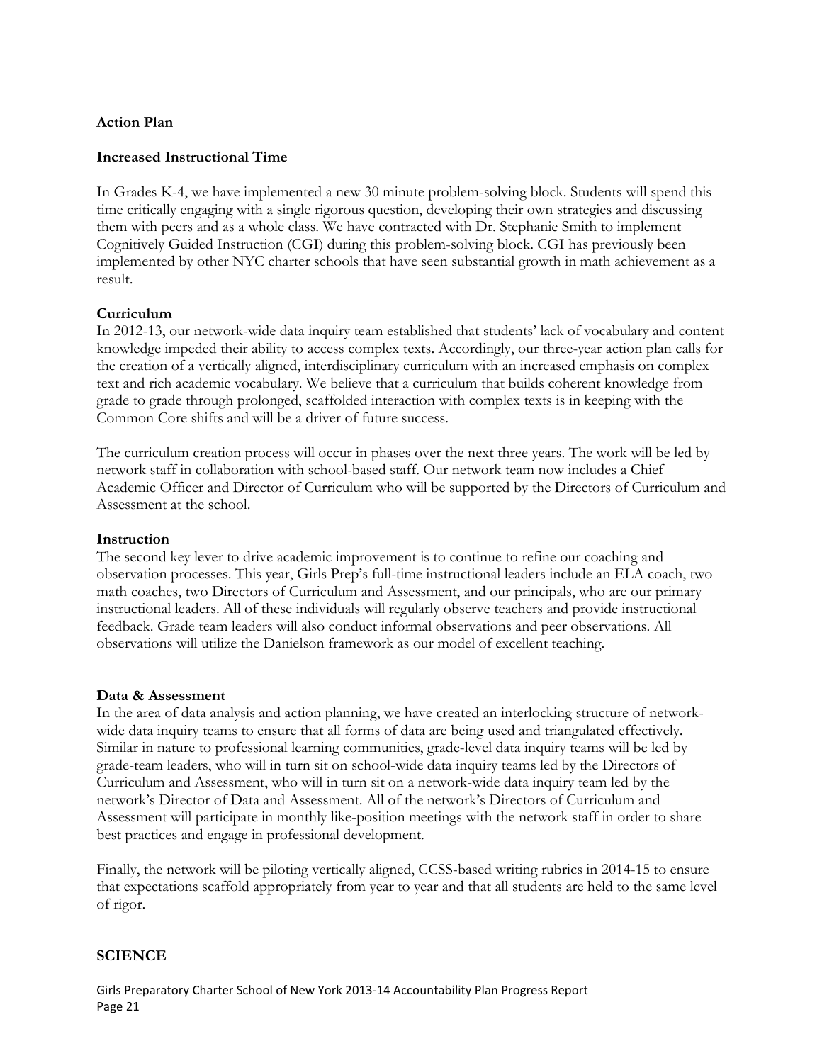**Action Plan**

**Increased Instructional Time**

In Grades K-4, we have implemented a new 30 minute problem-solving block. Students will spend this time critically engaging with a single rigorous question, developing their own strategies and discussing them with peers and as a whole class. We have contracted with Dr. Stephanie Smith to implement Cognitively Guided Instruction (CGI) during this problem-solving block. CGI has previously been implemented by other NYC charter schools that have seen substantial growth in math achievement as a result.

**Curriculum**

In 2012-13, our network-wide data inquiry team established that students' lack of vocabulary and content knowledge impeded their ability to access complex texts. Accordingly, our three-year action plan calls for the creation of a vertically aligned, interdisciplinary curriculum with an increased emphasis on complex text and rich academic vocabulary. We believe that a curriculum that builds coherent knowledge from grade to grade through prolonged, scaffolded interaction with complex texts is in keeping with the Common Core shifts and will be a driver of future success.

The curriculum creation process will occur in phases over the next three years. The work will be led by network staff in collaboration with school-based staff. Our network team now includes a Chief Academic Officer and Director of Curriculum who will be supported by the Directors of Curriculum and Assessment at the school.

**Instruction**

The second key lever to drive academic improvement is to continue to refine our coaching and observation processes. This year, Girls Prep's full-time instructional leaders include an ELA coach, two math coaches, two Directors of Curriculum and Assessment, and our principals, who are our primary instructional leaders. All of these individuals will regularly observe teachers and provide instructional feedback. Grade team leaders will also conduct informal observations and peer observations. All observations will utilize the Danielson framework as our model of excellent teaching.

**Data & Assessment**

In the area of data analysis and action planning, we have created an interlocking structure of network-wide data inquiry teams to ensure that all forms of data are being used and triangulated effectively. Similar in nature to professional learning communities, grade-level data inquiry teams will be led by grade-team leaders, who will in turn sit on school-wide data inquiry teams led by the Directors of Curriculum and Assessment, who will in turn sit on a network-wide data inquiry team led by the network's Director of Data and Assessment. All of the network's Directors of Curriculum and Assessment will participate in monthly like-position meetings with the network staff in order to share best practices and engage in professional development.

Finally, the network will be piloting vertically aligned, CCSS-based writing rubrics in 2014-15 to ensure that expectations scaffold appropriately from year to year and that all students are held to the same level of rigor.

**SCIENCE**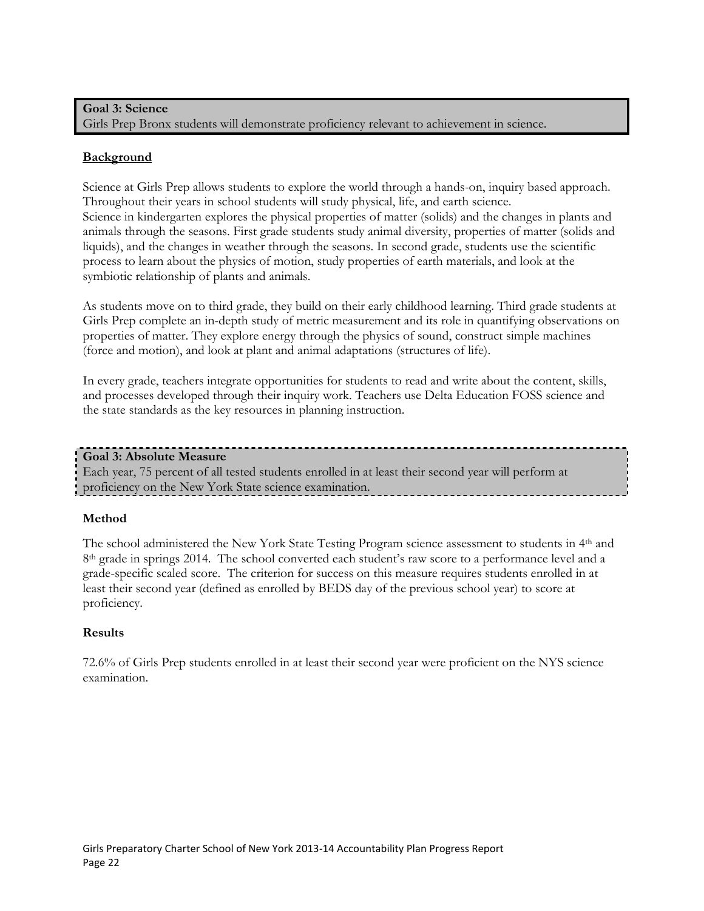**Goal 3: Science**
Girls Prep Bronx students will demonstrate proficiency relevant to achievement in science.

## Background

Science at Girls Prep allows students to explore the world through a hands-on, inquiry based approach. Throughout their years in school students will study physical, life, and earth science.
Science in kindergarten explores the physical properties of matter (solids) and the changes in plants and animals through the seasons. First grade students study animal diversity, properties of matter (solids and liquids), and the changes in weather through the seasons. In second grade, students use the scientific process to learn about the physics of motion, study properties of earth materials, and look at the symbiotic relationship of plants and animals.

As students move on to third grade, they build on their early childhood learning. Third grade students at Girls Prep complete an in-depth study of metric measurement and its role in quantifying observations on properties of matter. They explore energy through the physics of sound, construct simple machines (force and motion), and look at plant and animal adaptations (structures of life).

In every grade, teachers integrate opportunities for students to read and write about the content, skills, and processes developed through their inquiry work. Teachers use Delta Education FOSS science and the state standards as the key resources in planning instruction.

**Goal 3: Absolute Measure**
Each year, 75 percent of all tested students enrolled in at least their second year will perform at proficiency on the New York State science examination.

### Method

The school administered the New York State Testing Program science assessment to students in 4th and 8th grade in springs 2014. The school converted each student's raw score to a performance level and a grade-specific scaled score. The criterion for success on this measure requires students enrolled in at least their second year (defined as enrolled by BEDS day of the previous school year) to score at proficiency.

### Results

72.6% of Girls Prep students enrolled in at least their second year were proficient on the NYS science examination.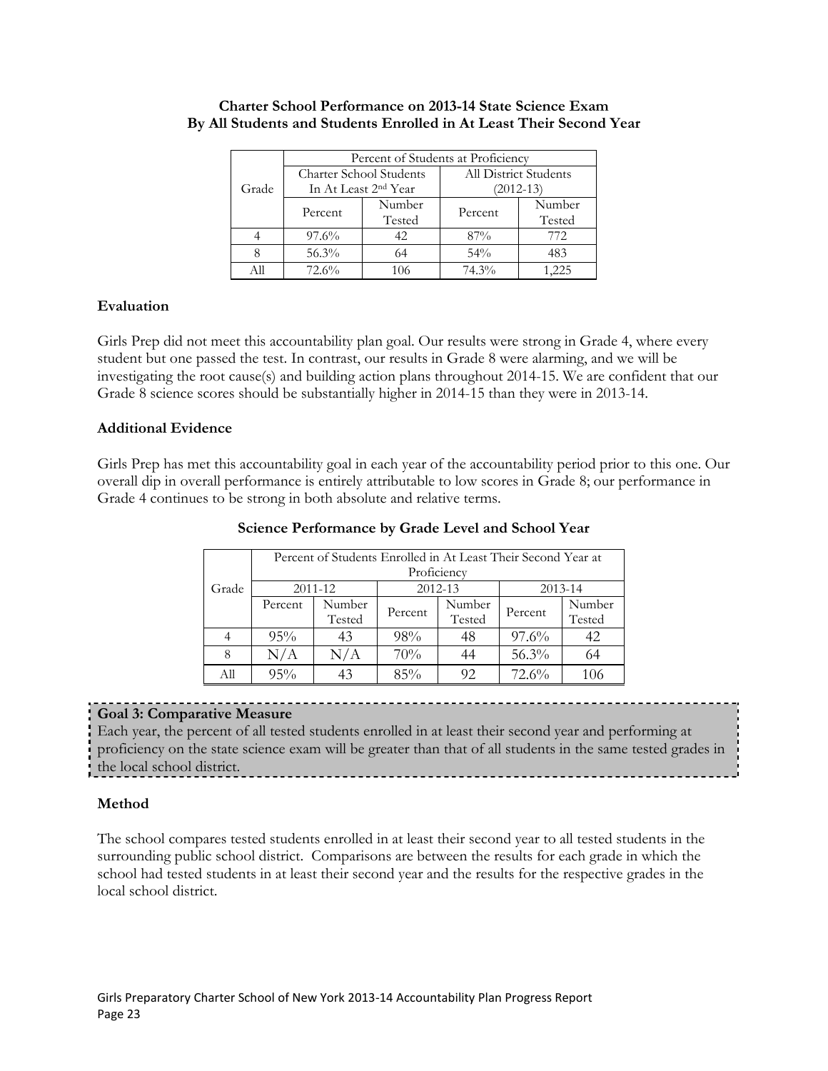**Charter School Performance on 2013-14 State Science Exam**
**By All Students and Students Enrolled in At Least Their Second Year**

| Grade | Percent of Students at Proficiency | | | |
|---|---|---|---|---|
| | Charter School Students In At Least 2nd Year | | All District Students (2012-13) | |
| | Percent | Number Tested | Percent | Number Tested |
| 4 | 97.6% | 42 | 87% | 772 |
| 8 | 56.3% | 64 | 54% | 483 |
| All | 72.6% | 106 | 74.3% | 1,225 |

**Evaluation**

Girls Prep did not meet this accountability plan goal. Our results were strong in Grade 4, where every student but one passed the test. In contrast, our results in Grade 8 were alarming, and we will be investigating the root cause(s) and building action plans throughout 2014-15. We are confident that our Grade 8 science scores should be substantially higher in 2014-15 than they were in 2013-14.

**Additional Evidence**

Girls Prep has met this accountability goal in each year of the accountability period prior to this one. Our overall dip in overall performance is entirely attributable to low scores in Grade 8; our performance in Grade 4 continues to be strong in both absolute and relative terms.

**Science Performance by Grade Level and School Year**

| Grade | Percent of Students Enrolled in At Least Their Second Year at Proficiency | | | | | |
|---|---|---|---|---|---|---|
| | 2011-12 | | 2012-13 | | 2013-14 | |
| | Percent | Number Tested | Percent | Number Tested | Percent | Number Tested |
| 4 | 95% | 43 | 98% | 48 | 97.6% | 42 |
| 8 | N/A | N/A | 70% | 44 | 56.3% | 64 |
| All | 95% | 43 | 85% | 92 | 72.6% | 106 |

**Goal 3: Comparative Measure**
Each year, the percent of all tested students enrolled in at least their second year and performing at proficiency on the state science exam will be greater than that of all students in the same tested grades in the local school district.

**Method**

The school compares tested students enrolled in at least their second year to all tested students in the surrounding public school district. Comparisons are between the results for each grade in which the school had tested students in at least their second year and the results for the respective grades in the local school district.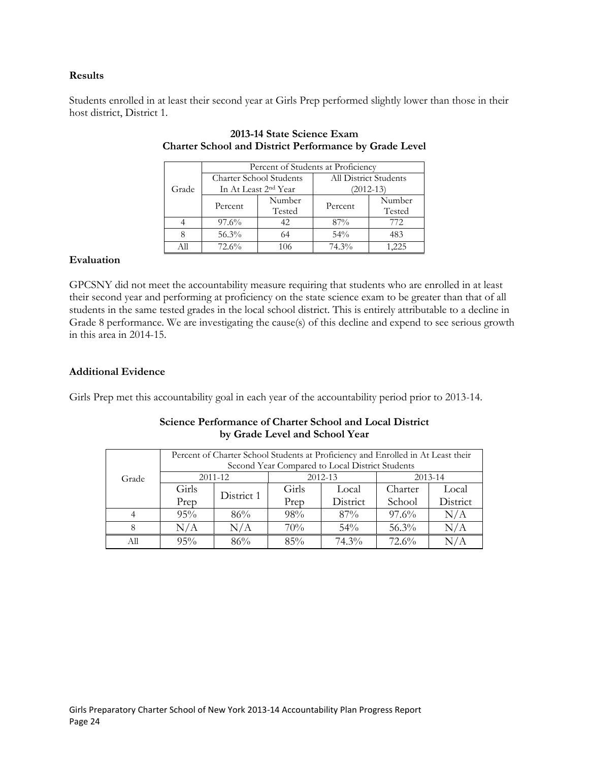**Results**

Students enrolled in at least their second year at Girls Prep performed slightly lower than those in their host district, District 1.

**2013-14 State Science Exam**
**Charter School and District Performance by Grade Level**

| Grade | Percent of Students at Proficiency | | | |
|---|---|---|---|---|
| | Charter School Students In At Least 2nd Year | | All District Students (2012-13) | |
| | Percent | Number Tested | Percent | Number Tested |
| 4 | 97.6% | 42 | 87% | 772 |
| 8 | 56.3% | 64 | 54% | 483 |
| All | 72.6% | 106 | 74.3% | 1,225 |

**Evaluation**

GPCSNY did not meet the accountability measure requiring that students who are enrolled in at least their second year and performing at proficiency on the state science exam to be greater than that of all students in the same tested grades in the local school district. This is entirely attributable to a decline in Grade 8 performance. We are investigating the cause(s) of this decline and expend to see serious growth in this area in 2014-15.

**Additional Evidence**

Girls Prep met this accountability goal in each year of the accountability period prior to 2013-14.

**Science Performance of Charter School and Local District**
**by Grade Level and School Year**

| Grade | Percent of Charter School Students at Proficiency and Enrolled in At Least their Second Year Compared to Local District Students | | | | | |
|---|---|---|---|---|---|---|
| | 2011-12 | | 2012-13 | | 2013-14 | |
| | Girls Prep | District 1 | Girls Prep | Local District | Charter School | Local District |
| 4 | 95% | 86% | 98% | 87% | 97.6% | N/A |
| 8 | N/A | N/A | 70% | 54% | 56.3% | N/A |
| All | 95% | 86% | 85% | 74.3% | 72.6% | N/A |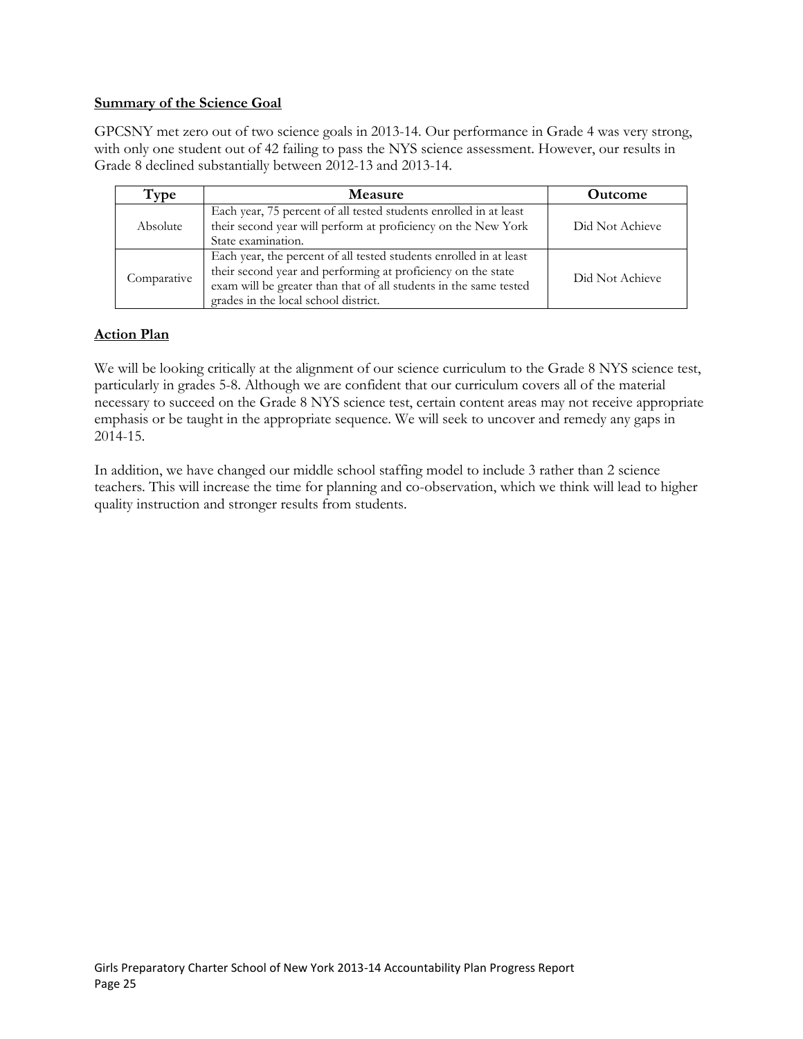**Summary of the Science Goal**

GPCSNY met zero out of two science goals in 2013-14. Our performance in Grade 4 was very strong, with only one student out of 42 failing to pass the NYS science assessment. However, our results in Grade 8 declined substantially between 2012-13 and 2013-14.

| Type | Measure | Outcome |
| --- | --- | --- |
| Absolute | Each year, 75 percent of all tested students enrolled in at least their second year will perform at proficiency on the New York State examination. | Did Not Achieve |
| Comparative | Each year, the percent of all tested students enrolled in at least their second year and performing at proficiency on the state exam will be greater than that of all students in the same tested grades in the local school district. | Did Not Achieve |

**Action Plan**

We will be looking critically at the alignment of our science curriculum to the Grade 8 NYS science test, particularly in grades 5-8. Although we are confident that our curriculum covers all of the material necessary to succeed on the Grade 8 NYS science test, certain content areas may not receive appropriate emphasis or be taught in the appropriate sequence. We will seek to uncover and remedy any gaps in 2014-15.

In addition, we have changed our middle school staffing model to include 3 rather than 2 science teachers. This will increase the time for planning and co-observation, which we think will lead to higher quality instruction and stronger results from students.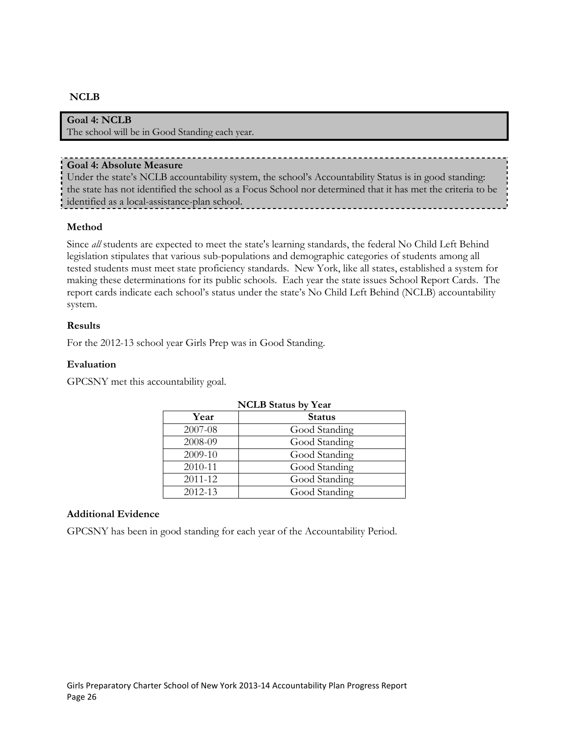## NCLB

**Goal 4: NCLB**
The school will be in Good Standing each year.

**Goal 4: Absolute Measure**
Under the state's NCLB accountability system, the school's Accountability Status is in good standing: the state has not identified the school as a Focus School nor determined that it has met the criteria to be identified as a local-assistance-plan school.

### Method

Since *all* students are expected to meet the state's learning standards, the federal No Child Left Behind legislation stipulates that various sub-populations and demographic categories of students among all tested students must meet state proficiency standards. New York, like all states, established a system for making these determinations for its public schools. Each year the state issues School Report Cards. The report cards indicate each school's status under the state's No Child Left Behind (NCLB) accountability system.

### Results

For the 2012-13 school year Girls Prep was in Good Standing.

### Evaluation

GPCSNY met this accountability goal.

**NCLB Status by Year**

| Year | Status |
|---|---|
| 2007-08 | Good Standing |
| 2008-09 | Good Standing |
| 2009-10 | Good Standing |
| 2010-11 | Good Standing |
| 2011-12 | Good Standing |
| 2012-13 | Good Standing |

### Additional Evidence

GPCSNY has been in good standing for each year of the Accountability Period.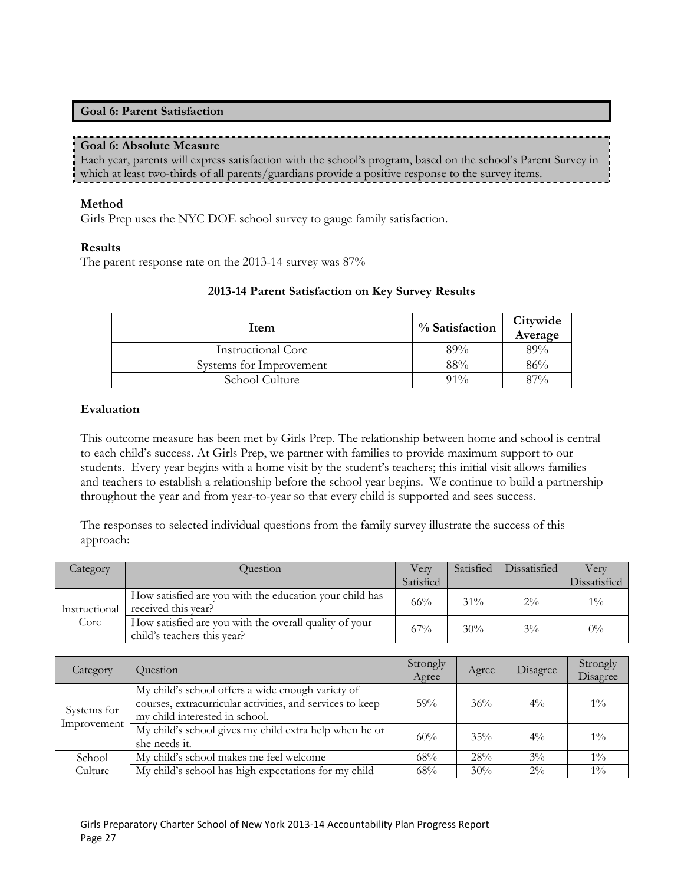## Goal 6: Parent Satisfaction

**Goal 6: Absolute Measure**

Each year, parents will express satisfaction with the school's program, based on the school's Parent Survey in which at least two-thirds of all parents/guardians provide a positive response to the survey items.

**Method**

Girls Prep uses the NYC DOE school survey to gauge family satisfaction.

**Results**

The parent response rate on the 2013-14 survey was 87%

**2013-14 Parent Satisfaction on Key Survey Results**

| Item | % Satisfaction | Citywide Average |
|---|---|---|
| Instructional Core | 89% | 89% |
| Systems for Improvement | 88% | 86% |
| School Culture | 91% | 87% |

**Evaluation**

This outcome measure has been met by Girls Prep. The relationship between home and school is central to each child's success. At Girls Prep, we partner with families to provide maximum support to our students. Every year begins with a home visit by the student's teachers; this initial visit allows families and teachers to establish a relationship before the school year begins. We continue to build a partnership throughout the year and from year-to-year so that every child is supported and sees success.

The responses to selected individual questions from the family survey illustrate the success of this approach:

| Category | Question | Very Satisfied | Satisfied | Dissatisfied | Very Dissatisfied |
|---|---|---|---|---|---|
| Instructional Core | How satisfied are you with the education your child has received this year? | 66% | 31% | 2% | 1% |
| | How satisfied are you with the overall quality of your child's teachers this year? | 67% | 30% | 3% | 0% |

| Category | Question | Strongly Agree | Agree | Disagree | Strongly Disagree |
|---|---|---|---|---|---|
| Systems for Improvement | My child's school offers a wide enough variety of courses, extracurricular activities, and services to keep my child interested in school. | 59% | 36% | 4% | 1% |
| | My child's school gives my child extra help when he or she needs it. | 60% | 35% | 4% | 1% |
| School Culture | My child's school makes me feel welcome | 68% | 28% | 3% | 1% |
| | My child's school has high expectations for my child | 68% | 30% | 2% | 1% |